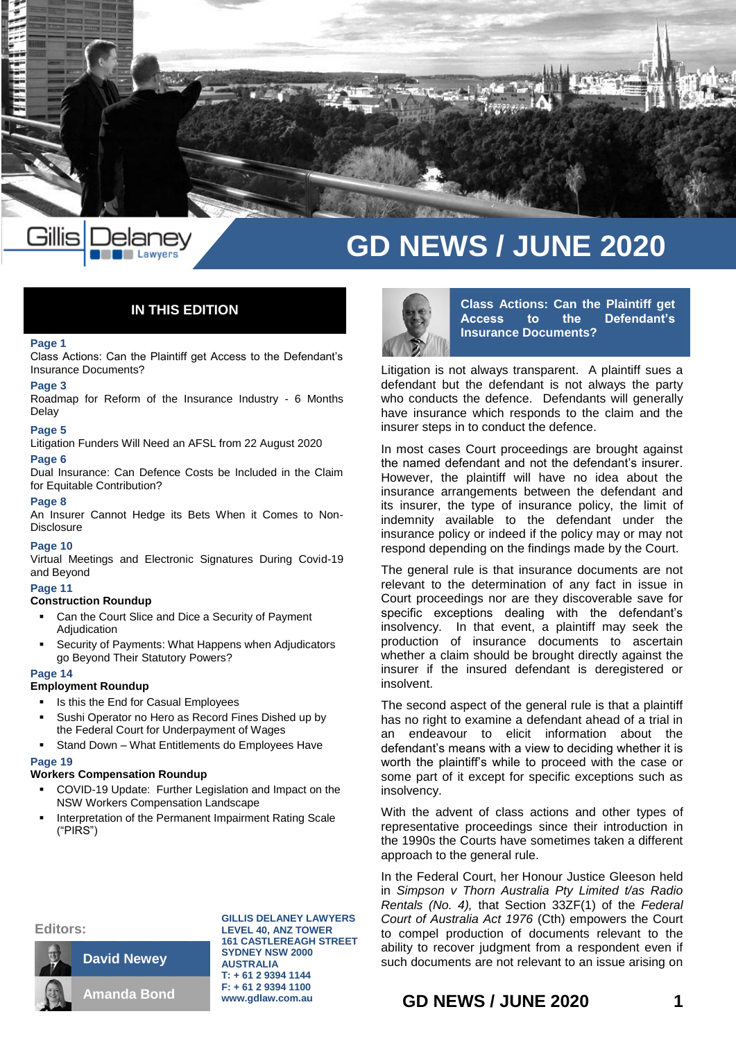# GD NEWS / JUNE 2020

## IN THIS EDITION

**Page 1**
Class Actions: Can the Plaintiff get Access to the Defendant's Insurance Documents?

**Page 3**
Roadmap for Reform of the Insurance Industry - 6 Months Delay

**Page 5**
Litigation Funders Will Need an AFSL from 22 August 2020

**Page 6**
Dual Insurance: Can Defence Costs be Included in the Claim for Equitable Contribution?

**Page 8**
An Insurer Cannot Hedge its Bets When it Comes to Non-Disclosure

**Page 10**
Virtual Meetings and Electronic Signatures During Covid-19 and Beyond

**Page 11**
**Construction Roundup**

- Can the Court Slice and Dice a Security of Payment Adjudication
- Security of Payments: What Happens when Adjudicators go Beyond Their Statutory Powers?

**Page 14**
**Employment Roundup**

- Is this the End for Casual Employees
- Sushi Operator no Hero as Record Fines Dished up by the Federal Court for Underpayment of Wages
- Stand Down – What Entitlements do Employees Have

**Page 19**
**Workers Compensation Roundup**

- COVID-19 Update: Further Legislation and Impact on the NSW Workers Compensation Landscape
- Interpretation of the Permanent Impairment Rating Scale ("PIRS")

**Editors:**

David Newey

Amanda Bond

**GILLIS DELANEY LAWYERS**
**LEVEL 40, ANZ TOWER**
**161 CASTLEREAGH STREET**
**SYDNEY NSW 2000**
**AUSTRALIA**
**T: + 61 2 9394 1144**
**F: + 61 2 9394 1100**
**www.gdlaw.com.au**

## Class Actions: Can the Plaintiff get Access to the Defendant's Insurance Documents?

Litigation is not always transparent. A plaintiff sues a defendant but the defendant is not always the party who conducts the defence. Defendants will generally have insurance which responds to the claim and the insurer steps in to conduct the defence.

In most cases Court proceedings are brought against the named defendant and not the defendant's insurer. However, the plaintiff will have no idea about the insurance arrangements between the defendant and its insurer, the type of insurance policy, the limit of indemnity available to the defendant under the insurance policy or indeed if the policy may or may not respond depending on the findings made by the Court.

The general rule is that insurance documents are not relevant to the determination of any fact in issue in Court proceedings nor are they discoverable save for specific exceptions dealing with the defendant's insolvency. In that event, a plaintiff may seek the production of insurance documents to ascertain whether a claim should be brought directly against the insurer if the insured defendant is deregistered or insolvent.

The second aspect of the general rule is that a plaintiff has no right to examine a defendant ahead of a trial in an endeavour to elicit information about the defendant's means with a view to deciding whether it is worth the plaintiff's while to proceed with the case or some part of it except for specific exceptions such as insolvency.

With the advent of class actions and other types of representative proceedings since their introduction in the 1990s the Courts have sometimes taken a different approach to the general rule.

In the Federal Court, her Honour Justice Gleeson held in *Simpson v Thorn Australia Pty Limited t/as Radio Rentals (No. 4),* that Section 33ZF(1) of the *Federal Court of Australia Act 1976* (Cth) empowers the Court to compel production of documents relevant to the ability to recover judgment from a respondent even if such documents are not relevant to an issue arising on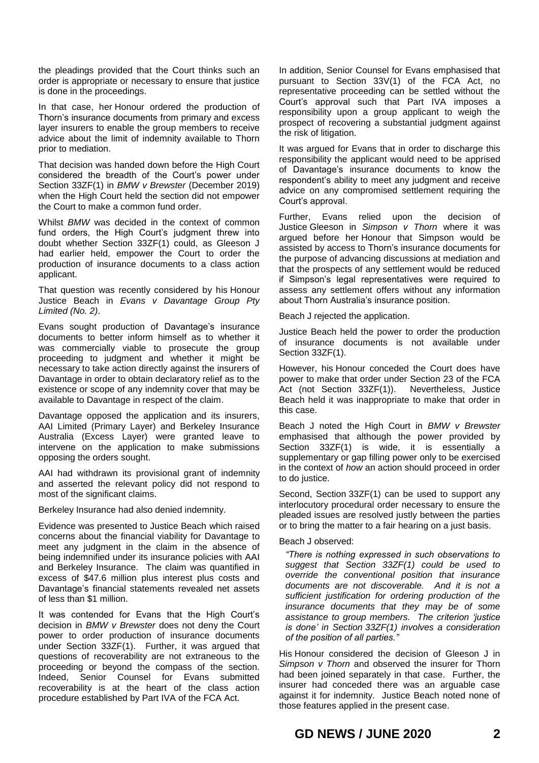the pleadings provided that the Court thinks such an order is appropriate or necessary to ensure that justice is done in the proceedings.

In that case, her Honour ordered the production of Thorn's insurance documents from primary and excess layer insurers to enable the group members to receive advice about the limit of indemnity available to Thorn prior to mediation.

That decision was handed down before the High Court considered the breadth of the Court's power under Section 33ZF(1) in *BMW v Brewster* (December 2019) when the High Court held the section did not empower the Court to make a common fund order.

Whilst *BMW* was decided in the context of common fund orders, the High Court's judgment threw into doubt whether Section 33ZF(1) could, as Gleeson J had earlier held, empower the Court to order the production of insurance documents to a class action applicant.

That question was recently considered by his Honour Justice Beach in *Evans v Davantage Group Pty Limited (No. 2)*.

Evans sought production of Davantage's insurance documents to better inform himself as to whether it was commercially viable to prosecute the group proceeding to judgment and whether it might be necessary to take action directly against the insurers of Davantage in order to obtain declaratory relief as to the existence or scope of any indemnity cover that may be available to Davantage in respect of the claim.

Davantage opposed the application and its insurers, AAI Limited (Primary Layer) and Berkeley Insurance Australia (Excess Layer) were granted leave to intervene on the application to make submissions opposing the orders sought.

AAI had withdrawn its provisional grant of indemnity and asserted the relevant policy did not respond to most of the significant claims.

Berkeley Insurance had also denied indemnity.

Evidence was presented to Justice Beach which raised concerns about the financial viability for Davantage to meet any judgment in the claim in the absence of being indemnified under its insurance policies with AAI and Berkeley Insurance. The claim was quantified in excess of $47.6 million plus interest plus costs and Davantage's financial statements revealed net assets of less than $1 million.

It was contended for Evans that the High Court's decision in *BMW v Brewster* does not deny the Court power to order production of insurance documents under Section 33ZF(1). Further, it was argued that questions of recoverability are not extraneous to the proceeding or beyond the compass of the section. Indeed, Senior Counsel for Evans submitted recoverability is at the heart of the class action procedure established by Part IVA of the FCA Act.

In addition, Senior Counsel for Evans emphasised that pursuant to Section 33V(1) of the FCA Act, no representative proceeding can be settled without the Court's approval such that Part IVA imposes a responsibility upon a group applicant to weigh the prospect of recovering a substantial judgment against the risk of litigation.

It was argued for Evans that in order to discharge this responsibility the applicant would need to be apprised of Davantage's insurance documents to know the respondent's ability to meet any judgment and receive advice on any compromised settlement requiring the Court's approval.

Further, Evans relied upon the decision of Justice Gleeson in *Simpson v Thorn* where it was argued before her Honour that Simpson would be assisted by access to Thorn's insurance documents for the purpose of advancing discussions at mediation and that the prospects of any settlement would be reduced if Simpson's legal representatives were required to assess any settlement offers without any information about Thorn Australia's insurance position.

Beach J rejected the application.

Justice Beach held the power to order the production of insurance documents is not available under Section 33ZF(1).

However, his Honour conceded the Court does have power to make that order under Section 23 of the FCA Act (not Section 33ZF(1)). Nevertheless, Justice Beach held it was inappropriate to make that order in this case.

Beach J noted the High Court in *BMW v Brewster* emphasised that although the power provided by Section 33ZF(1) is wide, it is essentially a supplementary or gap filling power only to be exercised in the context of *how* an action should proceed in order to do justice.

Second, Section 33ZF(1) can be used to support any interlocutory procedural order necessary to ensure the pleaded issues are resolved justly between the parties or to bring the matter to a fair hearing on a just basis.

Beach J observed:

> *"There is nothing expressed in such observations to suggest that Section 33ZF(1) could be used to override the conventional position that insurance documents are not discoverable. And it is not a sufficient justification for ordering production of the insurance documents that they may be of some assistance to group members. The criterion 'justice is done' in Section 33ZF(1) involves a consideration of the position of all parties."*

His Honour considered the decision of Gleeson J in *Simpson v Thorn* and observed the insurer for Thorn had been joined separately in that case. Further, the insurer had conceded there was an arguable case against it for indemnity. Justice Beach noted none of those features applied in the present case.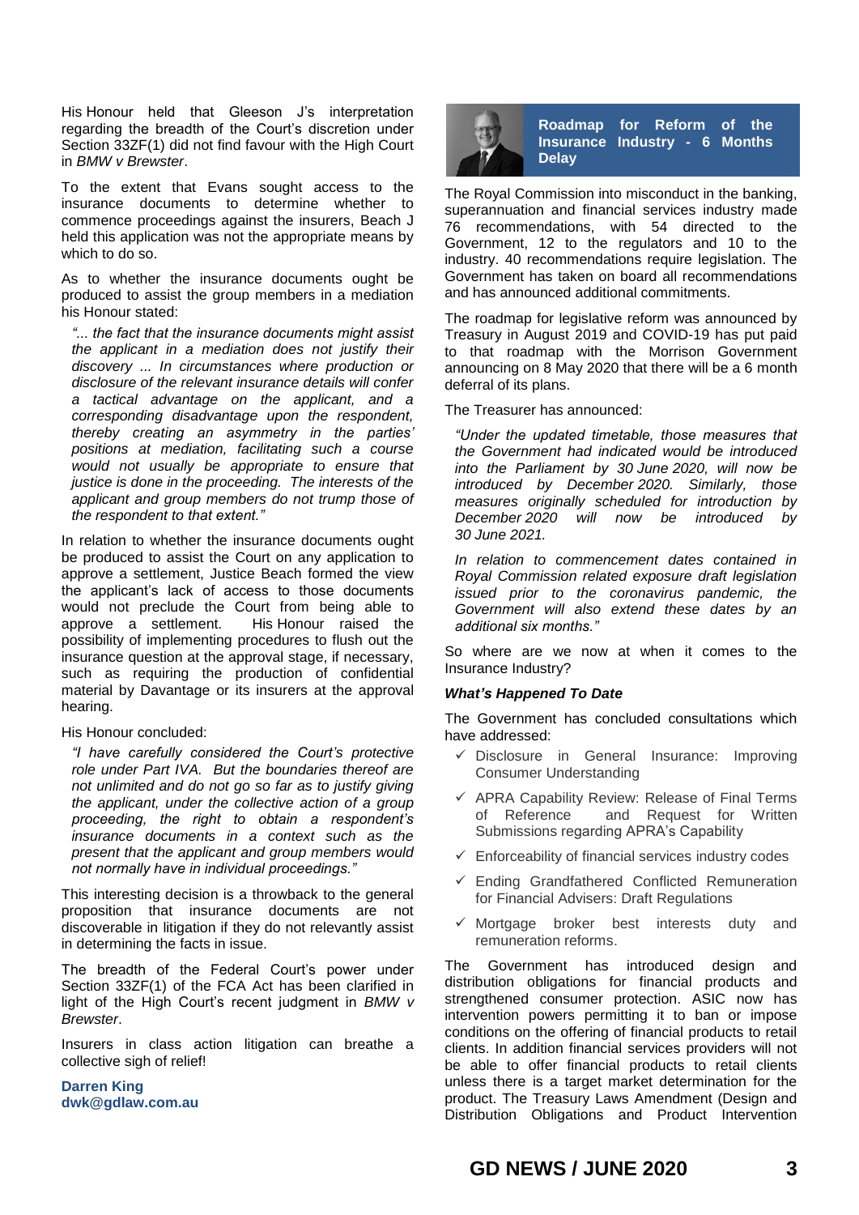His Honour held that Gleeson J's interpretation regarding the breadth of the Court's discretion under Section 33ZF(1) did not find favour with the High Court in *BMW v Brewster*.

To the extent that Evans sought access to the insurance documents to determine whether to commence proceedings against the insurers, Beach J held this application was not the appropriate means by which to do so.

As to whether the insurance documents ought be produced to assist the group members in a mediation his Honour stated:

> *"... the fact that the insurance documents might assist the applicant in a mediation does not justify their discovery ... In circumstances where production or disclosure of the relevant insurance details will confer a tactical advantage on the applicant, and a corresponding disadvantage upon the respondent, thereby creating an asymmetry in the parties' positions at mediation, facilitating such a course would not usually be appropriate to ensure that justice is done in the proceeding. The interests of the applicant and group members do not trump those of the respondent to that extent."*

In relation to whether the insurance documents ought be produced to assist the Court on any application to approve a settlement, Justice Beach formed the view the applicant's lack of access to those documents would not preclude the Court from being able to approve a settlement. His Honour raised the possibility of implementing procedures to flush out the insurance question at the approval stage, if necessary, such as requiring the production of confidential material by Davantage or its insurers at the approval hearing.

His Honour concluded:

> *"I have carefully considered the Court's protective role under Part IVA. But the boundaries thereof are not unlimited and do not go so far as to justify giving the applicant, under the collective action of a group proceeding, the right to obtain a respondent's insurance documents in a context such as the present that the applicant and group members would not normally have in individual proceedings."*

This interesting decision is a throwback to the general proposition that insurance documents are not discoverable in litigation if they do not relevantly assist in determining the facts in issue.

The breadth of the Federal Court's power under Section 33ZF(1) of the FCA Act has been clarified in light of the High Court's recent judgment in *BMW v Brewster*.

Insurers in class action litigation can breathe a collective sigh of relief!

**Darren King**
**dwk@gdlaw.com.au**

## Roadmap for Reform of the Insurance Industry - 6 Months Delay

The Royal Commission into misconduct in the banking, superannuation and financial services industry made 76 recommendations, with 54 directed to the Government, 12 to the regulators and 10 to the industry. 40 recommendations require legislation. The Government has taken on board all recommendations and has announced additional commitments.

The roadmap for legislative reform was announced by Treasury in August 2019 and COVID-19 has put paid to that roadmap with the Morrison Government announcing on 8 May 2020 that there will be a 6 month deferral of its plans.

The Treasurer has announced:

> *"Under the updated timetable, those measures that the Government had indicated would be introduced into the Parliament by 30 June 2020, will now be introduced by December 2020. Similarly, those measures originally scheduled for introduction by December 2020 will now be introduced by 30 June 2021.*
>
> *In relation to commencement dates contained in Royal Commission related exposure draft legislation issued prior to the coronavirus pandemic, the Government will also extend these dates by an additional six months."*

So where are we now at when it comes to the Insurance Industry?

### *What's Happened To Date*

The Government has concluded consultations which have addressed:

- ✓ Disclosure in General Insurance: Improving Consumer Understanding
- ✓ APRA Capability Review: Release of Final Terms of Reference and Request for Written Submissions regarding APRA's Capability
- ✓ Enforceability of financial services industry codes
- ✓ Ending Grandfathered Conflicted Remuneration for Financial Advisers: Draft Regulations
- ✓ Mortgage broker best interests duty and remuneration reforms.

The Government has introduced design and distribution obligations for financial products and strengthened consumer protection. ASIC now has intervention powers permitting it to ban or impose conditions on the offering of financial products to retail clients. In addition financial services providers will not be able to offer financial products to retail clients unless there is a target market determination for the product. The Treasury Laws Amendment (Design and Distribution Obligations and Product Intervention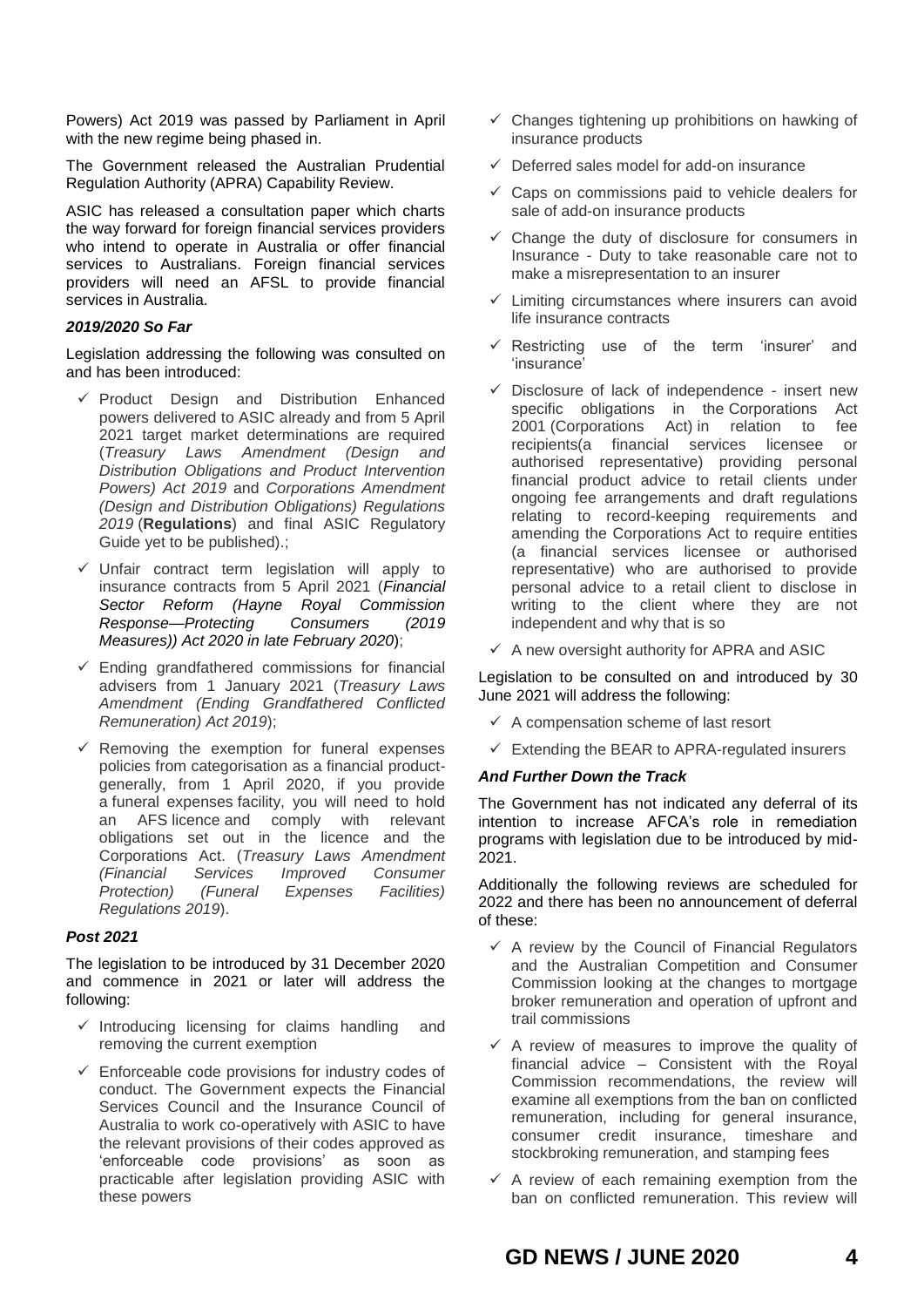Powers) Act 2019 was passed by Parliament in April with the new regime being phased in.

The Government released the Australian Prudential Regulation Authority (APRA) Capability Review.

ASIC has released a consultation paper which charts the way forward for foreign financial services providers who intend to operate in Australia or offer financial services to Australians. Foreign financial services providers will need an AFSL to provide financial services in Australia.

***2019/2020 So Far***

Legislation addressing the following was consulted on and has been introduced:

- ✓ Product Design and Distribution Enhanced powers delivered to ASIC already and from 5 April 2021 target market determinations are required (*Treasury Laws Amendment (Design and Distribution Obligations and Product Intervention Powers) Act 2019* and *Corporations Amendment (Design and Distribution Obligations) Regulations 2019* (**Regulations**) and final ASIC Regulatory Guide yet to be published).;
- ✓ Unfair contract term legislation will apply to insurance contracts from 5 April 2021 (***Financial Sector Reform (Hayne Royal Commission Response—Protecting Consumers (2019 Measures)) Act 2020*** *in late February 2020*);
- ✓ Ending grandfathered commissions for financial advisers from 1 January 2021 (*Treasury Laws Amendment (Ending Grandfathered Conflicted Remuneration) Act 2019*);
- ✓ Removing the exemption for funeral expenses policies from categorisation as a financial product-generally, from 1 April 2020, if you provide a funeral expenses facility, you will need to hold an AFS licence and comply with relevant obligations set out in the licence and the Corporations Act. (*Treasury Laws Amendment (Financial Services Improved Consumer Protection) (Funeral Expenses Facilities) Regulations 2019*).

***Post 2021***

The legislation to be introduced by 31 December 2020 and commence in 2021 or later will address the following:

- ✓ Introducing licensing for claims handling and removing the current exemption
- ✓ Enforceable code provisions for industry codes of conduct. The Government expects the Financial Services Council and the Insurance Council of Australia to work co-operatively with ASIC to have the relevant provisions of their codes approved as 'enforceable code provisions' as soon as practicable after legislation providing ASIC with these powers
- ✓ Changes tightening up prohibitions on hawking of insurance products
- ✓ Deferred sales model for add-on insurance
- ✓ Caps on commissions paid to vehicle dealers for sale of add-on insurance products
- ✓ Change the duty of disclosure for consumers in Insurance - Duty to take reasonable care not to make a misrepresentation to an insurer
- ✓ Limiting circumstances where insurers can avoid life insurance contracts
- ✓ Restricting use of the term 'insurer' and 'insurance'
- ✓ Disclosure of lack of independence - insert new specific obligations in the Corporations Act 2001 (Corporations Act) in relation to fee recipients(a financial services licensee or authorised representative) providing personal financial product advice to retail clients under ongoing fee arrangements and draft regulations relating to record-keeping requirements and amending the Corporations Act to require entities (a financial services licensee or authorised representative) who are authorised to provide personal advice to a retail client to disclose in writing to the client where they are not independent and why that is so
- ✓ A new oversight authority for APRA and ASIC

Legislation to be consulted on and introduced by 30 June 2021 will address the following:

- ✓ A compensation scheme of last resort
- ✓ Extending the BEAR to APRA-regulated insurers

***And Further Down the Track***

The Government has not indicated any deferral of its intention to increase AFCA's role in remediation programs with legislation due to be introduced by mid-2021.

Additionally the following reviews are scheduled for 2022 and there has been no announcement of deferral of these:

- ✓ A review by the Council of Financial Regulators and the Australian Competition and Consumer Commission looking at the changes to mortgage broker remuneration and operation of upfront and trail commissions
- ✓ A review of measures to improve the quality of financial advice – Consistent with the Royal Commission recommendations, the review will examine all exemptions from the ban on conflicted remuneration, including for general insurance, consumer credit insurance, timeshare and stockbroking remuneration, and stamping fees
- ✓ A review of each remaining exemption from the ban on conflicted remuneration. This review will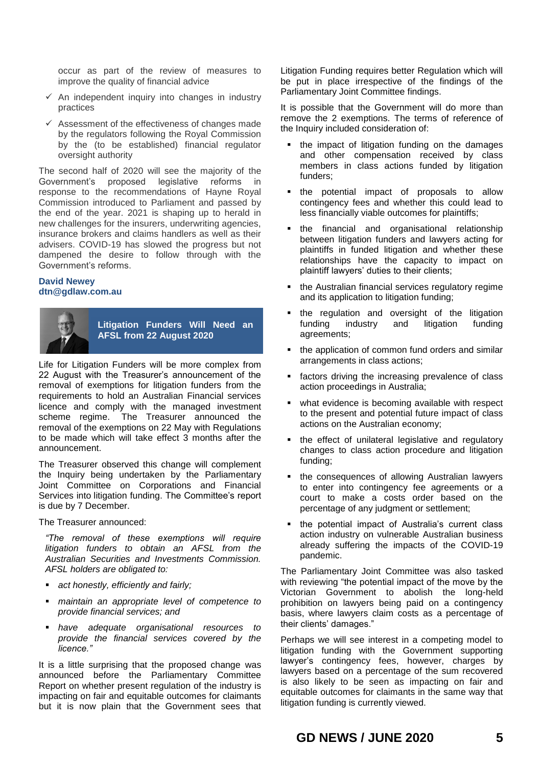occur as part of the review of measures to improve the quality of financial advice

- ✓ An independent inquiry into changes in industry practices
- ✓ Assessment of the effectiveness of changes made by the regulators following the Royal Commission by the (to be established) financial regulator oversight authority

The second half of 2020 will see the majority of the Government's proposed legislative reforms in response to the recommendations of Hayne Royal Commission introduced to Parliament and passed by the end of the year. 2021 is shaping up to herald in new challenges for the insurers, underwriting agencies, insurance brokers and claims handlers as well as their advisers. COVID-19 has slowed the progress but not dampened the desire to follow through with the Government's reforms.

**David Newey**
**dtn@gdlaw.com.au**

## Litigation Funders Will Need an AFSL from 22 August 2020

Life for Litigation Funders will be more complex from 22 August with the Treasurer's announcement of the removal of exemptions for litigation funders from the requirements to hold an Australian Financial services licence and comply with the managed investment scheme regime. The Treasurer announced the removal of the exemptions on 22 May with Regulations to be made which will take effect 3 months after the announcement.

The Treasurer observed this change will complement the Inquiry being undertaken by the Parliamentary Joint Committee on Corporations and Financial Services into litigation funding. The Committee's report is due by 7 December.

The Treasurer announced:

*"The removal of these exemptions will require litigation funders to obtain an AFSL from the Australian Securities and Investments Commission. AFSL holders are obligated to:*

- *act honestly, efficiently and fairly;*
- *maintain an appropriate level of competence to provide financial services; and*
- *have adequate organisational resources to provide the financial services covered by the licence."*

It is a little surprising that the proposed change was announced before the Parliamentary Committee Report on whether present regulation of the industry is impacting on fair and equitable outcomes for claimants but it is now plain that the Government sees that Litigation Funding requires better Regulation which will be put in place irrespective of the findings of the Parliamentary Joint Committee findings.

It is possible that the Government will do more than remove the 2 exemptions. The terms of reference of the Inquiry included consideration of:

- the impact of litigation funding on the damages and other compensation received by class members in class actions funded by litigation funders;
- the potential impact of proposals to allow contingency fees and whether this could lead to less financially viable outcomes for plaintiffs;
- the financial and organisational relationship between litigation funders and lawyers acting for plaintiffs in funded litigation and whether these relationships have the capacity to impact on plaintiff lawyers' duties to their clients;
- the Australian financial services regulatory regime and its application to litigation funding;
- the regulation and oversight of the litigation funding industry and litigation funding agreements;
- the application of common fund orders and similar arrangements in class actions;
- factors driving the increasing prevalence of class action proceedings in Australia;
- what evidence is becoming available with respect to the present and potential future impact of class actions on the Australian economy;
- the effect of unilateral legislative and regulatory changes to class action procedure and litigation funding;
- the consequences of allowing Australian lawyers to enter into contingency fee agreements or a court to make a costs order based on the percentage of any judgment or settlement;
- the potential impact of Australia's current class action industry on vulnerable Australian business already suffering the impacts of the COVID-19 pandemic.

The Parliamentary Joint Committee was also tasked with reviewing "the potential impact of the move by the Victorian Government to abolish the long-held prohibition on lawyers being paid on a contingency basis, where lawyers claim costs as a percentage of their clients' damages."

Perhaps we will see interest in a competing model to litigation funding with the Government supporting lawyer's contingency fees, however, charges by lawyers based on a percentage of the sum recovered is also likely to be seen as impacting on fair and equitable outcomes for claimants in the same way that litigation funding is currently viewed.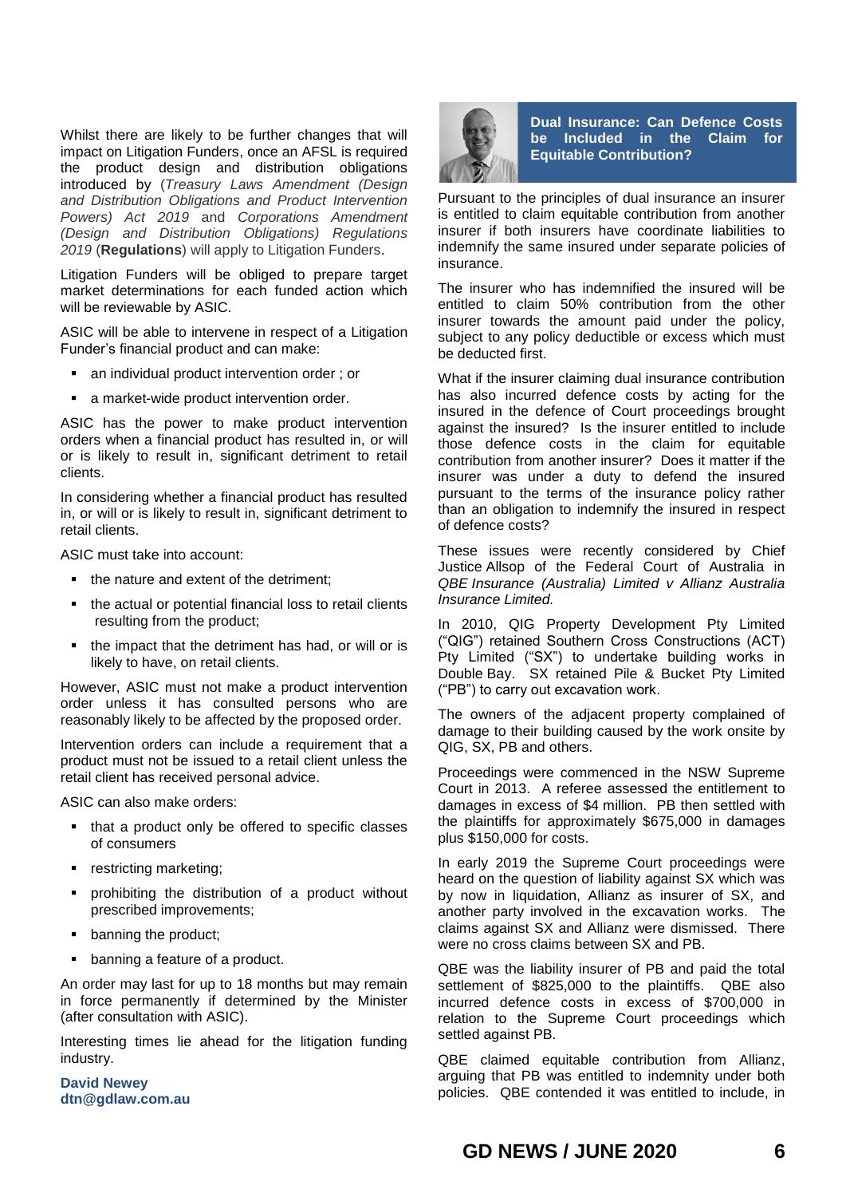Whilst there are likely to be further changes that will impact on Litigation Funders, once an AFSL is required the product design and distribution obligations introduced by (*Treasury Laws Amendment (Design and Distribution Obligations and Product Intervention Powers) Act 2019* and *Corporations Amendment (Design and Distribution Obligations) Regulations 2019* (**Regulations**) will apply to Litigation Funders.

Litigation Funders will be obliged to prepare target market determinations for each funded action which will be reviewable by ASIC.

ASIC will be able to intervene in respect of a Litigation Funder's financial product and can make:

- an individual product intervention order ; or
- a market-wide product intervention order.

ASIC has the power to make product intervention orders when a financial product has resulted in, or will or is likely to result in, significant detriment to retail clients.

In considering whether a financial product has resulted in, or will or is likely to result in, significant detriment to retail clients.

ASIC must take into account:

- the nature and extent of the detriment;
- the actual or potential financial loss to retail clients resulting from the product;
- the impact that the detriment has had, or will or is likely to have, on retail clients.

However, ASIC must not make a product intervention order unless it has consulted persons who are reasonably likely to be affected by the proposed order.

Intervention orders can include a requirement that a product must not be issued to a retail client unless the retail client has received personal advice.

ASIC can also make orders:

- that a product only be offered to specific classes of consumers
- restricting marketing;
- prohibiting the distribution of a product without prescribed improvements;
- banning the product;
- banning a feature of a product.

An order may last for up to 18 months but may remain in force permanently if determined by the Minister (after consultation with ASIC).

Interesting times lie ahead for the litigation funding industry.

**David Newey**
**dtn@gdlaw.com.au**

## Dual Insurance: Can Defence Costs be Included in the Claim for Equitable Contribution?

Pursuant to the principles of dual insurance an insurer is entitled to claim equitable contribution from another insurer if both insurers have coordinate liabilities to indemnify the same insured under separate policies of insurance.

The insurer who has indemnified the insured will be entitled to claim 50% contribution from the other insurer towards the amount paid under the policy, subject to any policy deductible or excess which must be deducted first.

What if the insurer claiming dual insurance contribution has also incurred defence costs by acting for the insured in the defence of Court proceedings brought against the insured? Is the insurer entitled to include those defence costs in the claim for equitable contribution from another insurer? Does it matter if the insurer was under a duty to defend the insured pursuant to the terms of the insurance policy rather than an obligation to indemnify the insured in respect of defence costs?

These issues were recently considered by Chief Justice Allsop of the Federal Court of Australia in *QBE Insurance (Australia) Limited v Allianz Australia Insurance Limited.*

In 2010, QIG Property Development Pty Limited ("QIG") retained Southern Cross Constructions (ACT) Pty Limited ("SX") to undertake building works in Double Bay. SX retained Pile & Bucket Pty Limited ("PB") to carry out excavation work.

The owners of the adjacent property complained of damage to their building caused by the work onsite by QIG, SX, PB and others.

Proceedings were commenced in the NSW Supreme Court in 2013. A referee assessed the entitlement to damages in excess of $4 million. PB then settled with the plaintiffs for approximately $675,000 in damages plus $150,000 for costs.

In early 2019 the Supreme Court proceedings were heard on the question of liability against SX which was by now in liquidation, Allianz as insurer of SX, and another party involved in the excavation works. The claims against SX and Allianz were dismissed. There were no cross claims between SX and PB.

QBE was the liability insurer of PB and paid the total settlement of $825,000 to the plaintiffs. QBE also incurred defence costs in excess of $700,000 in relation to the Supreme Court proceedings which settled against PB.

QBE claimed equitable contribution from Allianz, arguing that PB was entitled to indemnity under both policies. QBE contended it was entitled to include, in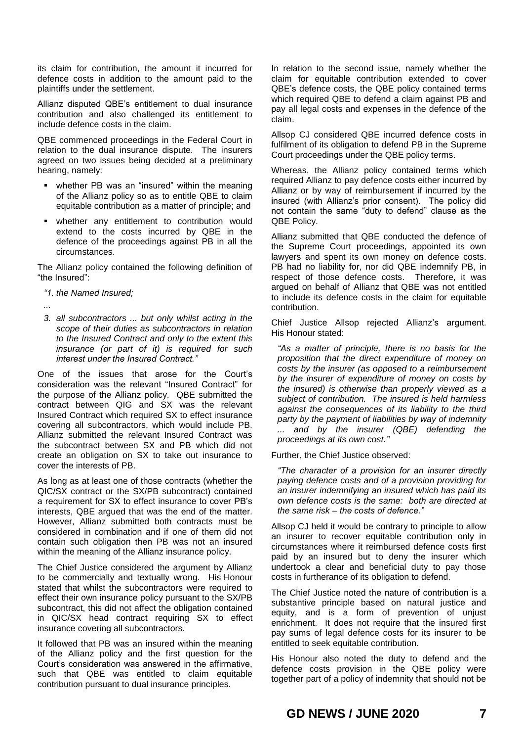its claim for contribution, the amount it incurred for defence costs in addition to the amount paid to the plaintiffs under the settlement.

Allianz disputed QBE's entitlement to dual insurance contribution and also challenged its entitlement to include defence costs in the claim.

QBE commenced proceedings in the Federal Court in relation to the dual insurance dispute. The insurers agreed on two issues being decided at a preliminary hearing, namely:

- whether PB was an "insured" within the meaning of the Allianz policy so as to entitle QBE to claim equitable contribution as a matter of principle; and
- whether any entitlement to contribution would extend to the costs incurred by QBE in the defence of the proceedings against PB in all the circumstances.

The Allianz policy contained the following definition of "the Insured":

> *"1. the Named Insured;*
>
> *...*
>
> *3. all subcontractors ... but only whilst acting in the scope of their duties as subcontractors in relation to the Insured Contract and only to the extent this insurance (or part of it) is required for such interest under the Insured Contract."*

One of the issues that arose for the Court's consideration was the relevant "Insured Contract" for the purpose of the Allianz policy. QBE submitted the contract between QIG and SX was the relevant Insured Contract which required SX to effect insurance covering all subcontractors, which would include PB. Allianz submitted the relevant Insured Contract was the subcontract between SX and PB which did not create an obligation on SX to take out insurance to cover the interests of PB.

As long as at least one of those contracts (whether the QIC/SX contract or the SX/PB subcontract) contained a requirement for SX to effect insurance to cover PB's interests, QBE argued that was the end of the matter. However, Allianz submitted both contracts must be considered in combination and if one of them did not contain such obligation then PB was not an insured within the meaning of the Allianz insurance policy.

The Chief Justice considered the argument by Allianz to be commercially and textually wrong. His Honour stated that whilst the subcontractors were required to effect their own insurance policy pursuant to the SX/PB subcontract, this did not affect the obligation contained in QIC/SX head contract requiring SX to effect insurance covering all subcontractors.

It followed that PB was an insured within the meaning of the Allianz policy and the first question for the Court's consideration was answered in the affirmative, such that QBE was entitled to claim equitable contribution pursuant to dual insurance principles.

In relation to the second issue, namely whether the claim for equitable contribution extended to cover QBE's defence costs, the QBE policy contained terms which required QBE to defend a claim against PB and pay all legal costs and expenses in the defence of the claim.

Allsop CJ considered QBE incurred defence costs in fulfilment of its obligation to defend PB in the Supreme Court proceedings under the QBE policy terms.

Whereas, the Allianz policy contained terms which required Allianz to pay defence costs either incurred by Allianz or by way of reimbursement if incurred by the insured (with Allianz's prior consent). The policy did not contain the same "duty to defend" clause as the QBE Policy.

Allianz submitted that QBE conducted the defence of the Supreme Court proceedings, appointed its own lawyers and spent its own money on defence costs. PB had no liability for, nor did QBE indemnify PB, in respect of those defence costs. Therefore, it was argued on behalf of Allianz that QBE was not entitled to include its defence costs in the claim for equitable contribution.

Chief Justice Allsop rejected Allianz's argument. His Honour stated:

> *"As a matter of principle, there is no basis for the proposition that the direct expenditure of money on costs by the insurer (as opposed to a reimbursement by the insurer of expenditure of money on costs by the insured) is otherwise than properly viewed as a subject of contribution. The insured is held harmless against the consequences of its liability to the third party by the payment of liabilities by way of indemnity ... and by the insurer (QBE) defending the proceedings at its own cost."*

Further, the Chief Justice observed:

> *"The character of a provision for an insurer directly paying defence costs and of a provision providing for an insurer indemnifying an insured which has paid its own defence costs is the same: both are directed at the same risk – the costs of defence."*

Allsop CJ held it would be contrary to principle to allow an insurer to recover equitable contribution only in circumstances where it reimbursed defence costs first paid by an insured but to deny the insurer which undertook a clear and beneficial duty to pay those costs in furtherance of its obligation to defend.

The Chief Justice noted the nature of contribution is a substantive principle based on natural justice and equity, and is a form of prevention of unjust enrichment. It does not require that the insured first pay sums of legal defence costs for its insurer to be entitled to seek equitable contribution.

His Honour also noted the duty to defend and the defence costs provision in the QBE policy were together part of a policy of indemnity that should not be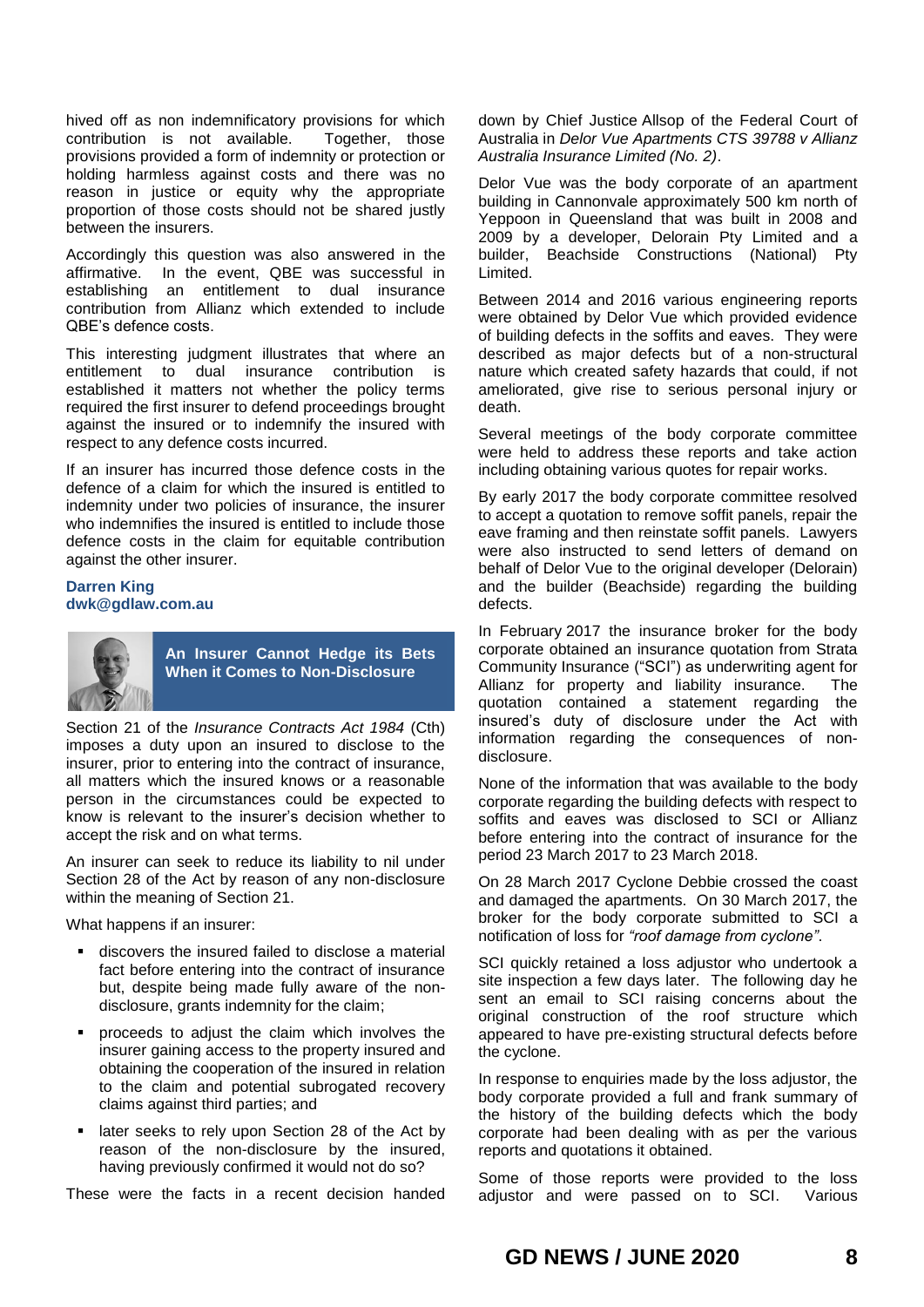hived off as non indemnificatory provisions for which contribution is not available. Together, those provisions provided a form of indemnity or protection or holding harmless against costs and there was no reason in justice or equity why the appropriate proportion of those costs should not be shared justly between the insurers.

Accordingly this question was also answered in the affirmative. In the event, QBE was successful in establishing an entitlement to dual insurance contribution from Allianz which extended to include QBE's defence costs.

This interesting judgment illustrates that where an entitlement to dual insurance contribution is established it matters not whether the policy terms required the first insurer to defend proceedings brought against the insured or to indemnify the insured with respect to any defence costs incurred.

If an insurer has incurred those defence costs in the defence of a claim for which the insured is entitled to indemnity under two policies of insurance, the insurer who indemnifies the insured is entitled to include those defence costs in the claim for equitable contribution against the other insurer.

**Darren King**
**dwk@gdlaw.com.au**

## An Insurer Cannot Hedge its Bets When it Comes to Non-Disclosure

Section 21 of the *Insurance Contracts Act 1984* (Cth) imposes a duty upon an insured to disclose to the insurer, prior to entering into the contract of insurance, all matters which the insured knows or a reasonable person in the circumstances could be expected to know is relevant to the insurer's decision whether to accept the risk and on what terms.

An insurer can seek to reduce its liability to nil under Section 28 of the Act by reason of any non-disclosure within the meaning of Section 21.

What happens if an insurer:

- discovers the insured failed to disclose a material fact before entering into the contract of insurance but, despite being made fully aware of the non-disclosure, grants indemnity for the claim;
- proceeds to adjust the claim which involves the insurer gaining access to the property insured and obtaining the cooperation of the insured in relation to the claim and potential subrogated recovery claims against third parties; and
- later seeks to rely upon Section 28 of the Act by reason of the non-disclosure by the insured, having previously confirmed it would not do so?

These were the facts in a recent decision handed down by Chief Justice Allsop of the Federal Court of Australia in *Delor Vue Apartments CTS 39788 v Allianz Australia Insurance Limited (No. 2)*.

Delor Vue was the body corporate of an apartment building in Cannonvale approximately 500 km north of Yeppoon in Queensland that was built in 2008 and 2009 by a developer, Delorain Pty Limited and a builder, Beachside Constructions (National) Pty Limited.

Between 2014 and 2016 various engineering reports were obtained by Delor Vue which provided evidence of building defects in the soffits and eaves. They were described as major defects but of a non-structural nature which created safety hazards that could, if not ameliorated, give rise to serious personal injury or death.

Several meetings of the body corporate committee were held to address these reports and take action including obtaining various quotes for repair works.

By early 2017 the body corporate committee resolved to accept a quotation to remove soffit panels, repair the eave framing and then reinstate soffit panels. Lawyers were also instructed to send letters of demand on behalf of Delor Vue to the original developer (Delorain) and the builder (Beachside) regarding the building defects.

In February 2017 the insurance broker for the body corporate obtained an insurance quotation from Strata Community Insurance ("SCI") as underwriting agent for Allianz for property and liability insurance. The quotation contained a statement regarding the insured's duty of disclosure under the Act with information regarding the consequences of non-disclosure.

None of the information that was available to the body corporate regarding the building defects with respect to soffits and eaves was disclosed to SCI or Allianz before entering into the contract of insurance for the period 23 March 2017 to 23 March 2018.

On 28 March 2017 Cyclone Debbie crossed the coast and damaged the apartments. On 30 March 2017, the broker for the body corporate submitted to SCI a notification of loss for *"roof damage from cyclone"*.

SCI quickly retained a loss adjustor who undertook a site inspection a few days later. The following day he sent an email to SCI raising concerns about the original construction of the roof structure which appeared to have pre-existing structural defects before the cyclone.

In response to enquiries made by the loss adjustor, the body corporate provided a full and frank summary of the history of the building defects which the body corporate had been dealing with as per the various reports and quotations it obtained.

Some of those reports were provided to the loss adjustor and were passed on to SCI. Various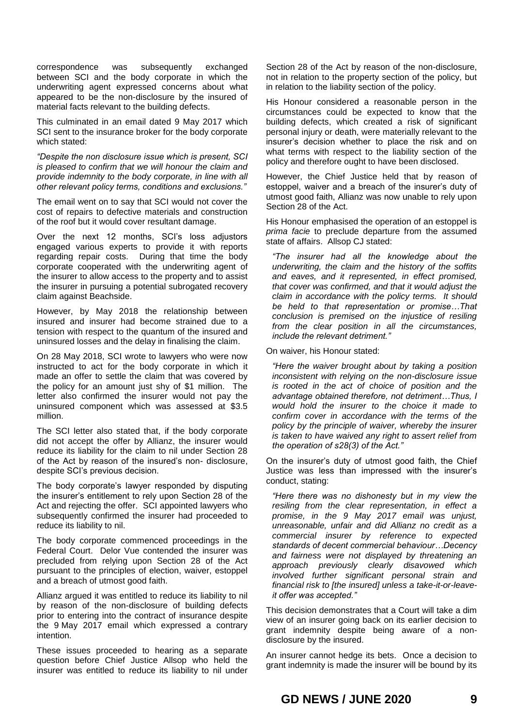correspondence was subsequently exchanged between SCI and the body corporate in which the underwriting agent expressed concerns about what appeared to be the non-disclosure by the insured of material facts relevant to the building defects.

This culminated in an email dated 9 May 2017 which SCI sent to the insurance broker for the body corporate which stated:

*"Despite the non disclosure issue which is present, SCI is pleased to confirm that we will honour the claim and provide indemnity to the body corporate, in line with all other relevant policy terms, conditions and exclusions."*

The email went on to say that SCI would not cover the cost of repairs to defective materials and construction of the roof but it would cover resultant damage.

Over the next 12 months, SCI's loss adjustors engaged various experts to provide it with reports regarding repair costs. During that time the body corporate cooperated with the underwriting agent of the insurer to allow access to the property and to assist the insurer in pursuing a potential subrogated recovery claim against Beachside.

However, by May 2018 the relationship between insured and insurer had become strained due to a tension with respect to the quantum of the insured and uninsured losses and the delay in finalising the claim.

On 28 May 2018, SCI wrote to lawyers who were now instructed to act for the body corporate in which it made an offer to settle the claim that was covered by the policy for an amount just shy of $1 million. The letter also confirmed the insurer would not pay the uninsured component which was assessed at $3.5 million.

The SCI letter also stated that, if the body corporate did not accept the offer by Allianz, the insurer would reduce its liability for the claim to nil under Section 28 of the Act by reason of the insured's non- disclosure, despite SCI's previous decision.

The body corporate's lawyer responded by disputing the insurer's entitlement to rely upon Section 28 of the Act and rejecting the offer. SCI appointed lawyers who subsequently confirmed the insurer had proceeded to reduce its liability to nil.

The body corporate commenced proceedings in the Federal Court. Delor Vue contended the insurer was precluded from relying upon Section 28 of the Act pursuant to the principles of election, waiver, estoppel and a breach of utmost good faith.

Allianz argued it was entitled to reduce its liability to nil by reason of the non-disclosure of building defects prior to entering into the contract of insurance despite the 9 May 2017 email which expressed a contrary intention.

These issues proceeded to hearing as a separate question before Chief Justice Allsop who held the insurer was entitled to reduce its liability to nil under Section 28 of the Act by reason of the non-disclosure, not in relation to the property section of the policy, but in relation to the liability section of the policy.

His Honour considered a reasonable person in the circumstances could be expected to know that the building defects, which created a risk of significant personal injury or death, were materially relevant to the insurer's decision whether to place the risk and on what terms with respect to the liability section of the policy and therefore ought to have been disclosed.

However, the Chief Justice held that by reason of estoppel, waiver and a breach of the insurer's duty of utmost good faith, Allianz was now unable to rely upon Section 28 of the Act.

His Honour emphasised the operation of an estoppel is *prima facie* to preclude departure from the assumed state of affairs. Allsop CJ stated:

> *"The insurer had all the knowledge about the underwriting, the claim and the history of the soffits and eaves, and it represented, in effect promised, that cover was confirmed, and that it would adjust the claim in accordance with the policy terms. It should be held to that representation or promise…That conclusion is premised on the injustice of resiling from the clear position in all the circumstances, include the relevant detriment."*

On waiver, his Honour stated:

> *"Here the waiver brought about by taking a position inconsistent with relying on the non-disclosure issue is rooted in the act of choice of position and the advantage obtained therefore, not detriment…Thus, I would hold the insurer to the choice it made to confirm cover in accordance with the terms of the policy by the principle of waiver, whereby the insurer is taken to have waived any right to assert relief from the operation of s28(3) of the Act."*

On the insurer's duty of utmost good faith, the Chief Justice was less than impressed with the insurer's conduct, stating:

> *"Here there was no dishonesty but in my view the resiling from the clear representation, in effect a promise, in the 9 May 2017 email was unjust, unreasonable, unfair and did Allianz no credit as a commercial insurer by reference to expected standards of decent commercial behaviour…Decency and fairness were not displayed by threatening an approach previously clearly disavowed which involved further significant personal strain and financial risk to [the insured] unless a take-it-or-leave-it offer was accepted."*

This decision demonstrates that a Court will take a dim view of an insurer going back on its earlier decision to grant indemnity despite being aware of a non-disclosure by the insured.

An insurer cannot hedge its bets. Once a decision to grant indemnity is made the insurer will be bound by its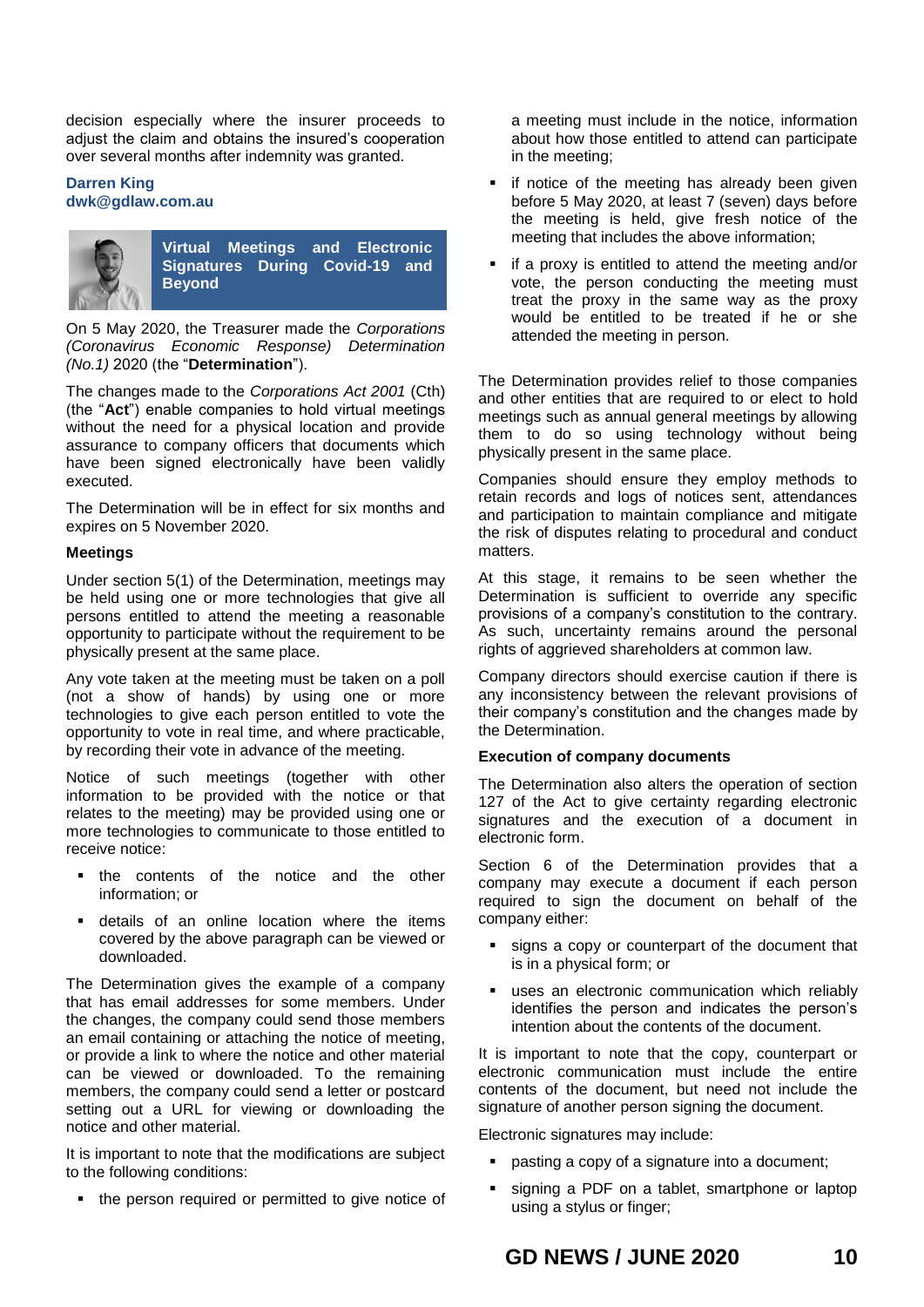decision especially where the insurer proceeds to adjust the claim and obtains the insured's cooperation over several months after indemnity was granted.

**Darren King**
**dwk@gdlaw.com.au**

## Virtual Meetings and Electronic Signatures During Covid-19 and Beyond

On 5 May 2020, the Treasurer made the *Corporations (Coronavirus Economic Response) Determination (No.1)* 2020 (the "**Determination**").

The changes made to the *Corporations Act 2001* (Cth) (the "**Act**") enable companies to hold virtual meetings without the need for a physical location and provide assurance to company officers that documents which have been signed electronically have been validly executed.

The Determination will be in effect for six months and expires on 5 November 2020.

### Meetings

Under section 5(1) of the Determination, meetings may be held using one or more technologies that give all persons entitled to attend the meeting a reasonable opportunity to participate without the requirement to be physically present at the same place.

Any vote taken at the meeting must be taken on a poll (not a show of hands) by using one or more technologies to give each person entitled to vote the opportunity to vote in real time, and where practicable, by recording their vote in advance of the meeting.

Notice of such meetings (together with other information to be provided with the notice or that relates to the meeting) may be provided using one or more technologies to communicate to those entitled to receive notice:

- the contents of the notice and the other information; or
- details of an online location where the items covered by the above paragraph can be viewed or downloaded.

The Determination gives the example of a company that has email addresses for some members. Under the changes, the company could send those members an email containing or attaching the notice of meeting, or provide a link to where the notice and other material can be viewed or downloaded. To the remaining members, the company could send a letter or postcard setting out a URL for viewing or downloading the notice and other material.

It is important to note that the modifications are subject to the following conditions:

- the person required or permitted to give notice of a meeting must include in the notice, information about how those entitled to attend can participate in the meeting;
- if notice of the meeting has already been given before 5 May 2020, at least 7 (seven) days before the meeting is held, give fresh notice of the meeting that includes the above information;
- if a proxy is entitled to attend the meeting and/or vote, the person conducting the meeting must treat the proxy in the same way as the proxy would be entitled to be treated if he or she attended the meeting in person.

The Determination provides relief to those companies and other entities that are required to or elect to hold meetings such as annual general meetings by allowing them to do so using technology without being physically present in the same place.

Companies should ensure they employ methods to retain records and logs of notices sent, attendances and participation to maintain compliance and mitigate the risk of disputes relating to procedural and conduct matters.

At this stage, it remains to be seen whether the Determination is sufficient to override any specific provisions of a company's constitution to the contrary. As such, uncertainty remains around the personal rights of aggrieved shareholders at common law.

Company directors should exercise caution if there is any inconsistency between the relevant provisions of their company's constitution and the changes made by the Determination.

### Execution of company documents

The Determination also alters the operation of section 127 of the Act to give certainty regarding electronic signatures and the execution of a document in electronic form.

Section 6 of the Determination provides that a company may execute a document if each person required to sign the document on behalf of the company either:

- signs a copy or counterpart of the document that is in a physical form; or
- uses an electronic communication which reliably identifies the person and indicates the person's intention about the contents of the document.

It is important to note that the copy, counterpart or electronic communication must include the entire contents of the document, but need not include the signature of another person signing the document.

Electronic signatures may include:

- pasting a copy of a signature into a document;
- signing a PDF on a tablet, smartphone or laptop using a stylus or finger;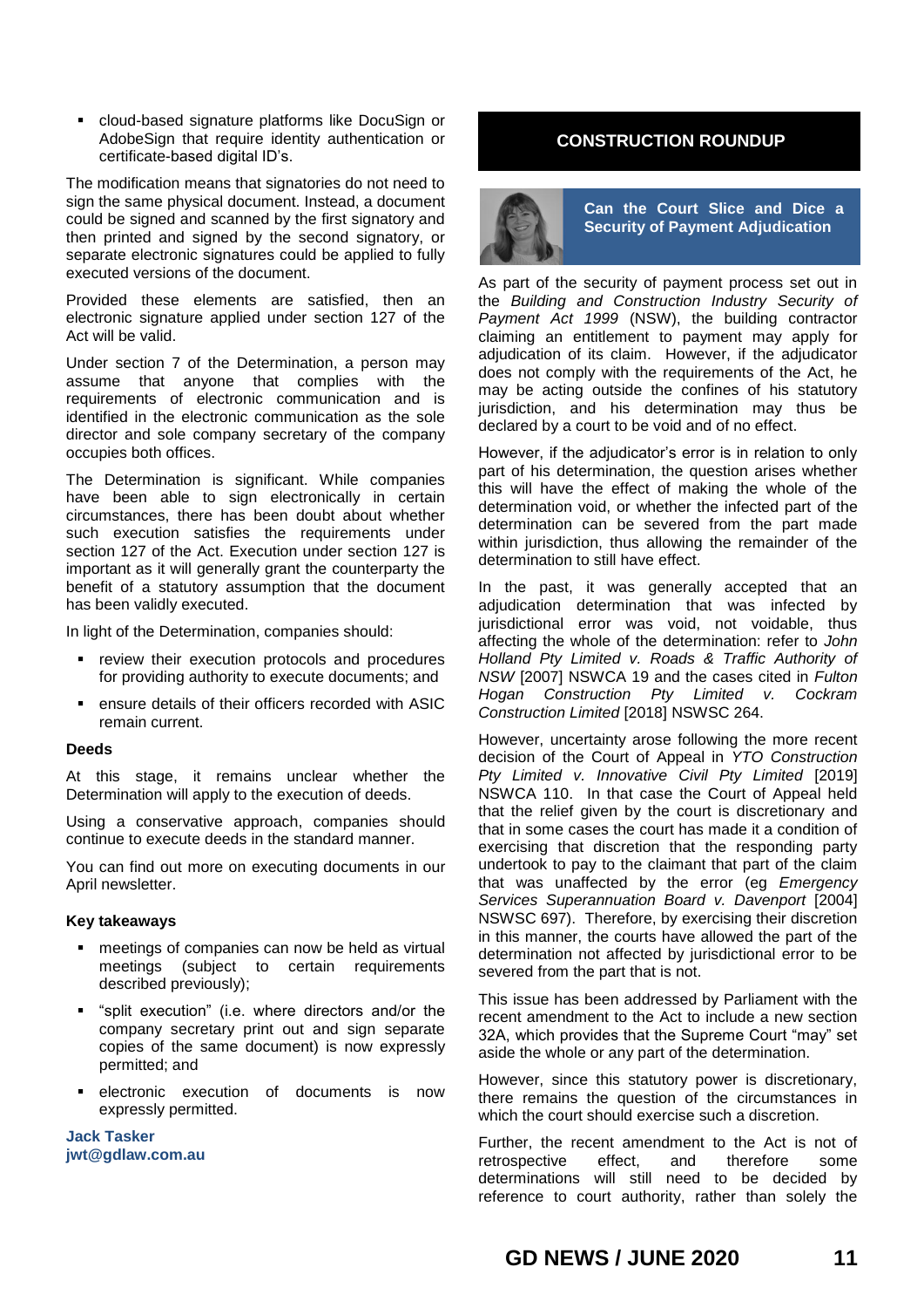- cloud-based signature platforms like DocuSign or AdobeSign that require identity authentication or certificate-based digital ID's.

The modification means that signatories do not need to sign the same physical document. Instead, a document could be signed and scanned by the first signatory and then printed and signed by the second signatory, or separate electronic signatures could be applied to fully executed versions of the document.

Provided these elements are satisfied, then an electronic signature applied under section 127 of the Act will be valid.

Under section 7 of the Determination, a person may assume that anyone that complies with the requirements of electronic communication and is identified in the electronic communication as the sole director and sole company secretary of the company occupies both offices.

The Determination is significant. While companies have been able to sign electronically in certain circumstances, there has been doubt about whether such execution satisfies the requirements under section 127 of the Act. Execution under section 127 is important as it will generally grant the counterparty the benefit of a statutory assumption that the document has been validly executed.

In light of the Determination, companies should:

- review their execution protocols and procedures for providing authority to execute documents; and
- ensure details of their officers recorded with ASIC remain current.

**Deeds**

At this stage, it remains unclear whether the Determination will apply to the execution of deeds.

Using a conservative approach, companies should continue to execute deeds in the standard manner.

You can find out more on executing documents in our April newsletter.

**Key takeaways**

- meetings of companies can now be held as virtual meetings (subject to certain requirements described previously);
- "split execution" (i.e. where directors and/or the company secretary print out and sign separate copies of the same document) is now expressly permitted; and
- electronic execution of documents is now expressly permitted.

**Jack Tasker**
**jwt@gdlaw.com.au**

## CONSTRUCTION ROUNDUP

### Can the Court Slice and Dice a Security of Payment Adjudication

As part of the security of payment process set out in the *Building and Construction Industry Security of Payment Act 1999* (NSW), the building contractor claiming an entitlement to payment may apply for adjudication of its claim. However, if the adjudicator does not comply with the requirements of the Act, he may be acting outside the confines of his statutory jurisdiction, and his determination may thus be declared by a court to be void and of no effect.

However, if the adjudicator's error is in relation to only part of his determination, the question arises whether this will have the effect of making the whole of the determination void, or whether the infected part of the determination can be severed from the part made within jurisdiction, thus allowing the remainder of the determination to still have effect.

In the past, it was generally accepted that an adjudication determination that was infected by jurisdictional error was void, not voidable, thus affecting the whole of the determination: refer to *John Holland Pty Limited v. Roads & Traffic Authority of NSW* [2007] NSWCA 19 and the cases cited in *Fulton Hogan Construction Pty Limited v. Cockram Construction Limited* [2018] NSWSC 264.

However, uncertainty arose following the more recent decision of the Court of Appeal in *YTO Construction Pty Limited v. Innovative Civil Pty Limited* [2019] NSWCA 110. In that case the Court of Appeal held that the relief given by the court is discretionary and that in some cases the court has made it a condition of exercising that discretion that the responding party undertook to pay to the claimant that part of the claim that was unaffected by the error (eg *Emergency Services Superannuation Board v. Davenport* [2004] NSWSC 697). Therefore, by exercising their discretion in this manner, the courts have allowed the part of the determination not affected by jurisdictional error to be severed from the part that is not.

This issue has been addressed by Parliament with the recent amendment to the Act to include a new section 32A, which provides that the Supreme Court "may" set aside the whole or any part of the determination.

However, since this statutory power is discretionary, there remains the question of the circumstances in which the court should exercise such a discretion.

Further, the recent amendment to the Act is not of retrospective effect, and therefore some determinations will still need to be decided by reference to court authority, rather than solely the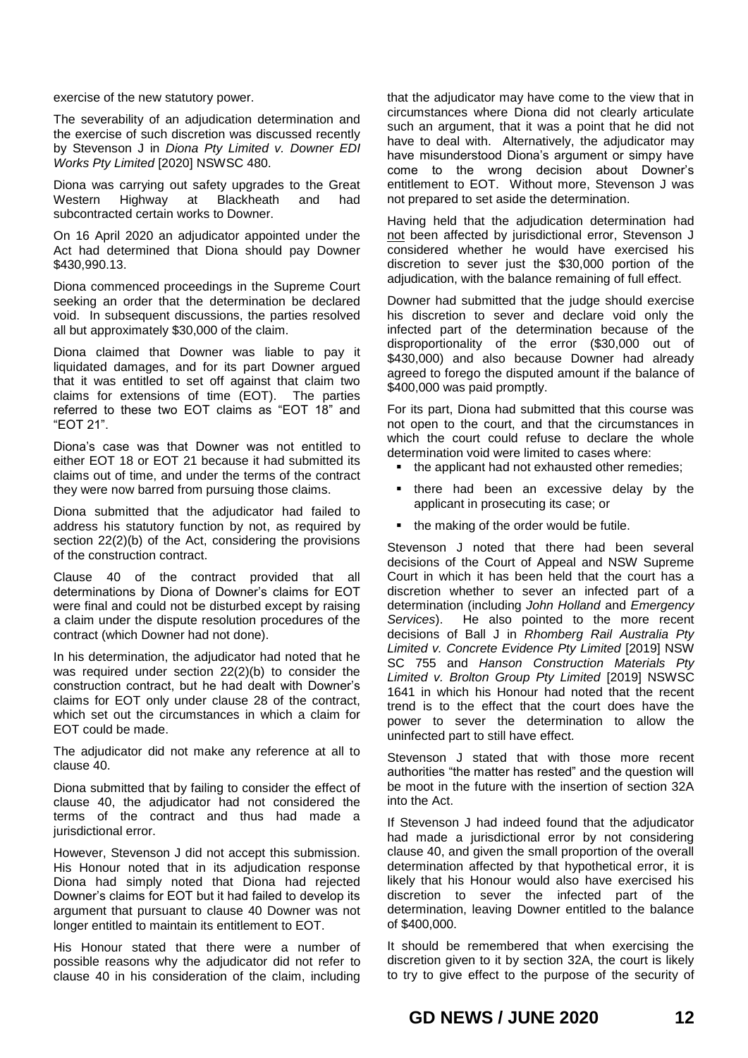exercise of the new statutory power.

The severability of an adjudication determination and the exercise of such discretion was discussed recently by Stevenson J in *Diona Pty Limited v. Downer EDI Works Pty Limited* [2020] NSWSC 480.

Diona was carrying out safety upgrades to the Great Western Highway at Blackheath and had subcontracted certain works to Downer.

On 16 April 2020 an adjudicator appointed under the Act had determined that Diona should pay Downer $430,990.13.

Diona commenced proceedings in the Supreme Court seeking an order that the determination be declared void. In subsequent discussions, the parties resolved all but approximately $30,000 of the claim.

Diona claimed that Downer was liable to pay it liquidated damages, and for its part Downer argued that it was entitled to set off against that claim two claims for extensions of time (EOT). The parties referred to these two EOT claims as "EOT 18" and "EOT 21".

Diona's case was that Downer was not entitled to either EOT 18 or EOT 21 because it had submitted its claims out of time, and under the terms of the contract they were now barred from pursuing those claims.

Diona submitted that the adjudicator had failed to address his statutory function by not, as required by section 22(2)(b) of the Act, considering the provisions of the construction contract.

Clause 40 of the contract provided that all determinations by Diona of Downer's claims for EOT were final and could not be disturbed except by raising a claim under the dispute resolution procedures of the contract (which Downer had not done).

In his determination, the adjudicator had noted that he was required under section 22(2)(b) to consider the construction contract, but he had dealt with Downer's claims for EOT only under clause 28 of the contract, which set out the circumstances in which a claim for EOT could be made.

The adjudicator did not make any reference at all to clause 40.

Diona submitted that by failing to consider the effect of clause 40, the adjudicator had not considered the terms of the contract and thus had made a jurisdictional error.

However, Stevenson J did not accept this submission. His Honour noted that in its adjudication response Diona had simply noted that Diona had rejected Downer's claims for EOT but it had failed to develop its argument that pursuant to clause 40 Downer was not longer entitled to maintain its entitlement to EOT.

His Honour stated that there were a number of possible reasons why the adjudicator did not refer to clause 40 in his consideration of the claim, including that the adjudicator may have come to the view that in circumstances where Diona did not clearly articulate such an argument, that it was a point that he did not have to deal with. Alternatively, the adjudicator may have misunderstood Diona's argument or simpy have come to the wrong decision about Downer's entitlement to EOT. Without more, Stevenson J was not prepared to set aside the determination.

Having held that the adjudication determination had not been affected by jurisdictional error, Stevenson J considered whether he would have exercised his discretion to sever just the $30,000 portion of the adjudication, with the balance remaining of full effect.

Downer had submitted that the judge should exercise his discretion to sever and declare void only the infected part of the determination because of the disproportionality of the error ($30,000 out of $430,000) and also because Downer had already agreed to forego the disputed amount if the balance of $400,000 was paid promptly.

For its part, Diona had submitted that this course was not open to the court, and that the circumstances in which the court could refuse to declare the whole determination void were limited to cases where:

- the applicant had not exhausted other remedies;
- there had been an excessive delay by the applicant in prosecuting its case; or
- the making of the order would be futile.

Stevenson J noted that there had been several decisions of the Court of Appeal and NSW Supreme Court in which it has been held that the court has a discretion whether to sever an infected part of a determination (including *John Holland* and *Emergency Services*). He also pointed to the more recent decisions of Ball J in *Rhomberg Rail Australia Pty Limited v. Concrete Evidence Pty Limited* [2019] NSW SC 755 and *Hanson Construction Materials Pty Limited v. Brolton Group Pty Limited* [2019] NSWSC 1641 in which his Honour had noted that the recent trend is to the effect that the court does have the power to sever the determination to allow the uninfected part to still have effect.

Stevenson J stated that with those more recent authorities "the matter has rested" and the question will be moot in the future with the insertion of section 32A into the Act.

If Stevenson J had indeed found that the adjudicator had made a jurisdictional error by not considering clause 40, and given the small proportion of the overall determination affected by that hypothetical error, it is likely that his Honour would also have exercised his discretion to sever the infected part of the determination, leaving Downer entitled to the balance of $400,000.

It should be remembered that when exercising the discretion given to it by section 32A, the court is likely to try to give effect to the purpose of the security of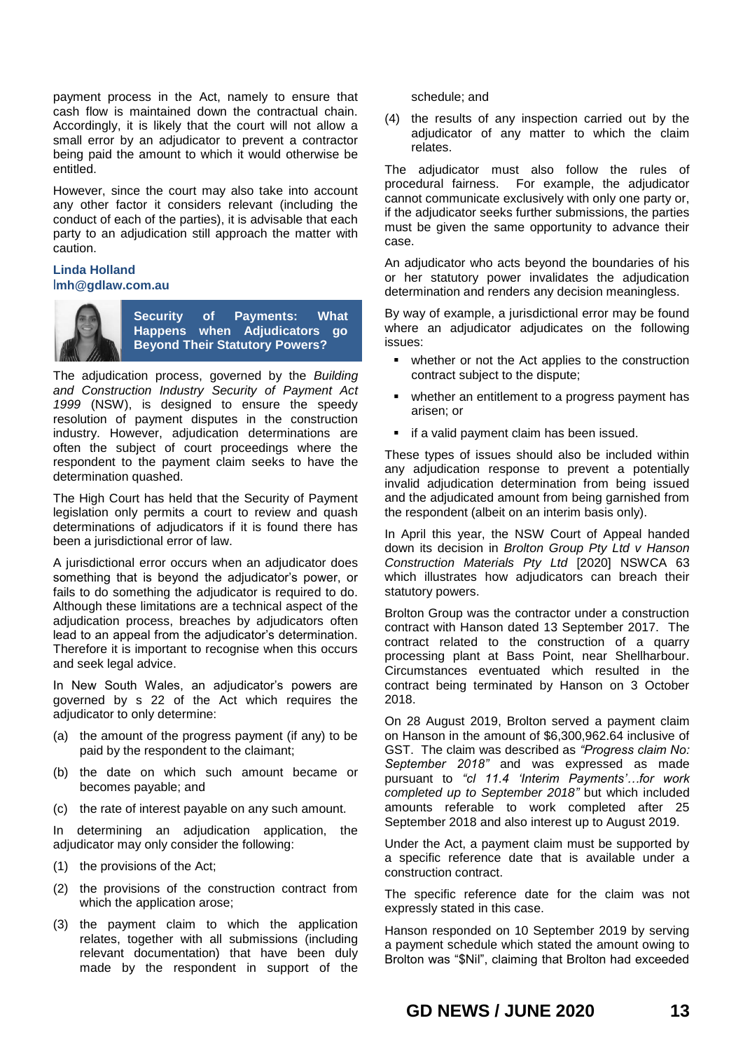payment process in the Act, namely to ensure that cash flow is maintained down the contractual chain. Accordingly, it is likely that the court will not allow a small error by an adjudicator to prevent a contractor being paid the amount to which it would otherwise be entitled.

However, since the court may also take into account any other factor it considers relevant (including the conduct of each of the parties), it is advisable that each party to an adjudication still approach the matter with caution.

**Linda Holland**
**lmh@gdlaw.com.au**

## Security of Payments: What Happens when Adjudicators go Beyond Their Statutory Powers?

The adjudication process, governed by the *Building and Construction Industry Security of Payment Act 1999* (NSW), is designed to ensure the speedy resolution of payment disputes in the construction industry. However, adjudication determinations are often the subject of court proceedings where the respondent to the payment claim seeks to have the determination quashed.

The High Court has held that the Security of Payment legislation only permits a court to review and quash determinations of adjudicators if it is found there has been a jurisdictional error of law.

A jurisdictional error occurs when an adjudicator does something that is beyond the adjudicator's power, or fails to do something the adjudicator is required to do. Although these limitations are a technical aspect of the adjudication process, breaches by adjudicators often lead to an appeal from the adjudicator's determination. Therefore it is important to recognise when this occurs and seek legal advice.

In New South Wales, an adjudicator's powers are governed by s 22 of the Act which requires the adjudicator to only determine:

(a) the amount of the progress payment (if any) to be paid by the respondent to the claimant;

(b) the date on which such amount became or becomes payable; and

(c) the rate of interest payable on any such amount.

In determining an adjudication application, the adjudicator may only consider the following:

(1) the provisions of the Act;

(2) the provisions of the construction contract from which the application arose;

(3) the payment claim to which the application relates, together with all submissions (including relevant documentation) that have been duly made by the respondent in support of the schedule; and

(4) the results of any inspection carried out by the adjudicator of any matter to which the claim relates.

The adjudicator must also follow the rules of procedural fairness. For example, the adjudicator cannot communicate exclusively with only one party or, if the adjudicator seeks further submissions, the parties must be given the same opportunity to advance their case.

An adjudicator who acts beyond the boundaries of his or her statutory power invalidates the adjudication determination and renders any decision meaningless.

By way of example, a jurisdictional error may be found where an adjudicator adjudicates on the following issues:

- whether or not the Act applies to the construction contract subject to the dispute;
- whether an entitlement to a progress payment has arisen; or
- if a valid payment claim has been issued.

These types of issues should also be included within any adjudication response to prevent a potentially invalid adjudication determination from being issued and the adjudicated amount from being garnished from the respondent (albeit on an interim basis only).

In April this year, the NSW Court of Appeal handed down its decision in *Brolton Group Pty Ltd v Hanson Construction Materials Pty Ltd* [2020] NSWCA 63 which illustrates how adjudicators can breach their statutory powers.

Brolton Group was the contractor under a construction contract with Hanson dated 13 September 2017. The contract related to the construction of a quarry processing plant at Bass Point, near Shellharbour. Circumstances eventuated which resulted in the contract being terminated by Hanson on 3 October 2018.

On 28 August 2019, Brolton served a payment claim on Hanson in the amount of $6,300,962.64 inclusive of GST. The claim was described as *"Progress claim No: September 2018"* and was expressed as made pursuant to *"cl 11.4 'Interim Payments'…for work completed up to September 2018"* but which included amounts referable to work completed after 25 September 2018 and also interest up to August 2019.

Under the Act, a payment claim must be supported by a specific reference date that is available under a construction contract.

The specific reference date for the claim was not expressly stated in this case.

Hanson responded on 10 September 2019 by serving a payment schedule which stated the amount owing to Brolton was "$Nil", claiming that Brolton had exceeded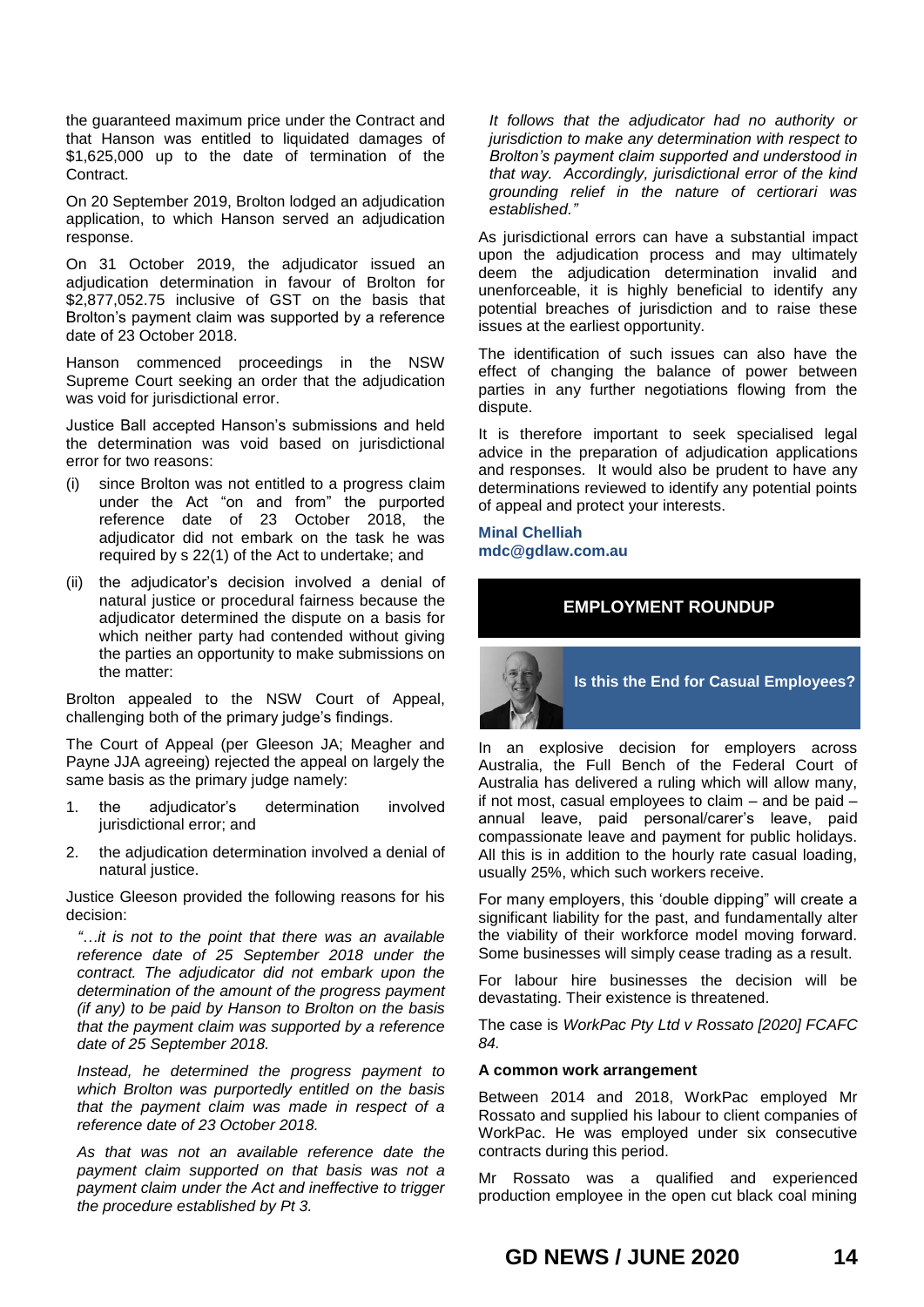the guaranteed maximum price under the Contract and that Hanson was entitled to liquidated damages of $1,625,000 up to the date of termination of the Contract.

On 20 September 2019, Brolton lodged an adjudication application, to which Hanson served an adjudication response.

On 31 October 2019, the adjudicator issued an adjudication determination in favour of Brolton for $2,877,052.75 inclusive of GST on the basis that Brolton's payment claim was supported by a reference date of 23 October 2018.

Hanson commenced proceedings in the NSW Supreme Court seeking an order that the adjudication was void for jurisdictional error.

Justice Ball accepted Hanson's submissions and held the determination was void based on jurisdictional error for two reasons:

(i) since Brolton was not entitled to a progress claim under the Act "on and from" the purported reference date of 23 October 2018, the adjudicator did not embark on the task he was required by s 22(1) of the Act to undertake; and

(ii) the adjudicator's decision involved a denial of natural justice or procedural fairness because the adjudicator determined the dispute on a basis for which neither party had contended without giving the parties an opportunity to make submissions on the matter:

Brolton appealed to the NSW Court of Appeal, challenging both of the primary judge's findings.

The Court of Appeal (per Gleeson JA; Meagher and Payne JJA agreeing) rejected the appeal on largely the same basis as the primary judge namely:

1. the adjudicator's determination involved jurisdictional error; and
2. the adjudication determination involved a denial of natural justice.

Justice Gleeson provided the following reasons for his decision:

*"…it is not to the point that there was an available reference date of 25 September 2018 under the contract. The adjudicator did not embark upon the determination of the amount of the progress payment (if any) to be paid by Hanson to Brolton on the basis that the payment claim was supported by a reference date of 25 September 2018.*

*Instead, he determined the progress payment to which Brolton was purportedly entitled on the basis that the payment claim was made in respect of a reference date of 23 October 2018.*

*As that was not an available reference date the payment claim supported on that basis was not a payment claim under the Act and ineffective to trigger the procedure established by Pt 3.*

*It follows that the adjudicator had no authority or jurisdiction to make any determination with respect to Brolton's payment claim supported and understood in that way. Accordingly, jurisdictional error of the kind grounding relief in the nature of certiorari was established."*

As jurisdictional errors can have a substantial impact upon the adjudication process and may ultimately deem the adjudication determination invalid and unenforceable, it is highly beneficial to identify any potential breaches of jurisdiction and to raise these issues at the earliest opportunity.

The identification of such issues can also have the effect of changing the balance of power between parties in any further negotiations flowing from the dispute.

It is therefore important to seek specialised legal advice in the preparation of adjudication applications and responses. It would also be prudent to have any determinations reviewed to identify any potential points of appeal and protect your interests.

**Minal Chelliah**
**mdc@gdlaw.com.au**

## EMPLOYMENT ROUNDUP

### Is this the End for Casual Employees?

In an explosive decision for employers across Australia, the Full Bench of the Federal Court of Australia has delivered a ruling which will allow many, if not most, casual employees to claim – and be paid – annual leave, paid personal/carer's leave, paid compassionate leave and payment for public holidays. All this is in addition to the hourly rate casual loading, usually 25%, which such workers receive.

For many employers, this 'double dipping" will create a significant liability for the past, and fundamentally alter the viability of their workforce model moving forward. Some businesses will simply cease trading as a result.

For labour hire businesses the decision will be devastating. Their existence is threatened.

The case is *WorkPac Pty Ltd v Rossato [2020] FCAFC 84.*

**A common work arrangement**

Between 2014 and 2018, WorkPac employed Mr Rossato and supplied his labour to client companies of WorkPac. He was employed under six consecutive contracts during this period.

Mr Rossato was a qualified and experienced production employee in the open cut black coal mining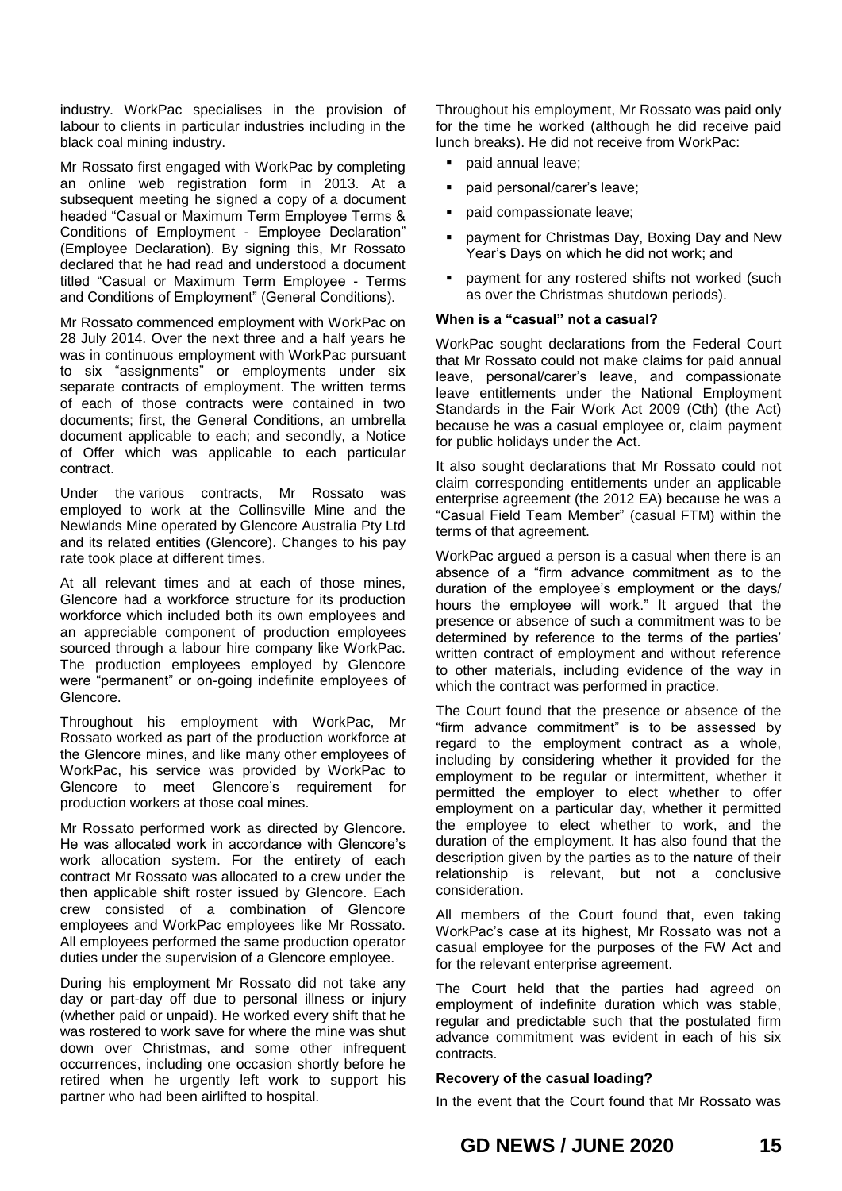industry. WorkPac specialises in the provision of labour to clients in particular industries including in the black coal mining industry.

Mr Rossato first engaged with WorkPac by completing an online web registration form in 2013. At a subsequent meeting he signed a copy of a document headed "Casual or Maximum Term Employee Terms & Conditions of Employment - Employee Declaration" (Employee Declaration). By signing this, Mr Rossato declared that he had read and understood a document titled "Casual or Maximum Term Employee - Terms and Conditions of Employment" (General Conditions).

Mr Rossato commenced employment with WorkPac on 28 July 2014. Over the next three and a half years he was in continuous employment with WorkPac pursuant to six "assignments" or employments under six separate contracts of employment. The written terms of each of those contracts were contained in two documents; first, the General Conditions, an umbrella document applicable to each; and secondly, a Notice of Offer which was applicable to each particular contract.

Under the various contracts, Mr Rossato was employed to work at the Collinsville Mine and the Newlands Mine operated by Glencore Australia Pty Ltd and its related entities (Glencore). Changes to his pay rate took place at different times.

At all relevant times and at each of those mines, Glencore had a workforce structure for its production workforce which included both its own employees and an appreciable component of production employees sourced through a labour hire company like WorkPac. The production employees employed by Glencore were "permanent" or on-going indefinite employees of Glencore.

Throughout his employment with WorkPac, Mr Rossato worked as part of the production workforce at the Glencore mines, and like many other employees of WorkPac, his service was provided by WorkPac to Glencore to meet Glencore's requirement for production workers at those coal mines.

Mr Rossato performed work as directed by Glencore. He was allocated work in accordance with Glencore's work allocation system. For the entirety of each contract Mr Rossato was allocated to a crew under the then applicable shift roster issued by Glencore. Each crew consisted of a combination of Glencore employees and WorkPac employees like Mr Rossato. All employees performed the same production operator duties under the supervision of a Glencore employee.

During his employment Mr Rossato did not take any day or part-day off due to personal illness or injury (whether paid or unpaid). He worked every shift that he was rostered to work save for where the mine was shut down over Christmas, and some other infrequent occurrences, including one occasion shortly before he retired when he urgently left work to support his partner who had been airlifted to hospital.

Throughout his employment, Mr Rossato was paid only for the time he worked (although he did receive paid lunch breaks). He did not receive from WorkPac:

- paid annual leave;
- paid personal/carer's leave;
- paid compassionate leave;
- payment for Christmas Day, Boxing Day and New Year's Days on which he did not work; and
- payment for any rostered shifts not worked (such as over the Christmas shutdown periods).

**When is a "casual" not a casual?**

WorkPac sought declarations from the Federal Court that Mr Rossato could not make claims for paid annual leave, personal/carer's leave, and compassionate leave entitlements under the National Employment Standards in the Fair Work Act 2009 (Cth) (the Act) because he was a casual employee or, claim payment for public holidays under the Act.

It also sought declarations that Mr Rossato could not claim corresponding entitlements under an applicable enterprise agreement (the 2012 EA) because he was a "Casual Field Team Member" (casual FTM) within the terms of that agreement.

WorkPac argued a person is a casual when there is an absence of a "firm advance commitment as to the duration of the employee's employment or the days/ hours the employee will work." It argued that the presence or absence of such a commitment was to be determined by reference to the terms of the parties' written contract of employment and without reference to other materials, including evidence of the way in which the contract was performed in practice.

The Court found that the presence or absence of the "firm advance commitment" is to be assessed by regard to the employment contract as a whole, including by considering whether it provided for the employment to be regular or intermittent, whether it permitted the employer to elect whether to offer employment on a particular day, whether it permitted the employee to elect whether to work, and the duration of the employment. It has also found that the description given by the parties as to the nature of their relationship is relevant, but not a conclusive consideration.

All members of the Court found that, even taking WorkPac's case at its highest, Mr Rossato was not a casual employee for the purposes of the FW Act and for the relevant enterprise agreement.

The Court held that the parties had agreed on employment of indefinite duration which was stable, regular and predictable such that the postulated firm advance commitment was evident in each of his six contracts.

**Recovery of the casual loading?**

In the event that the Court found that Mr Rossato was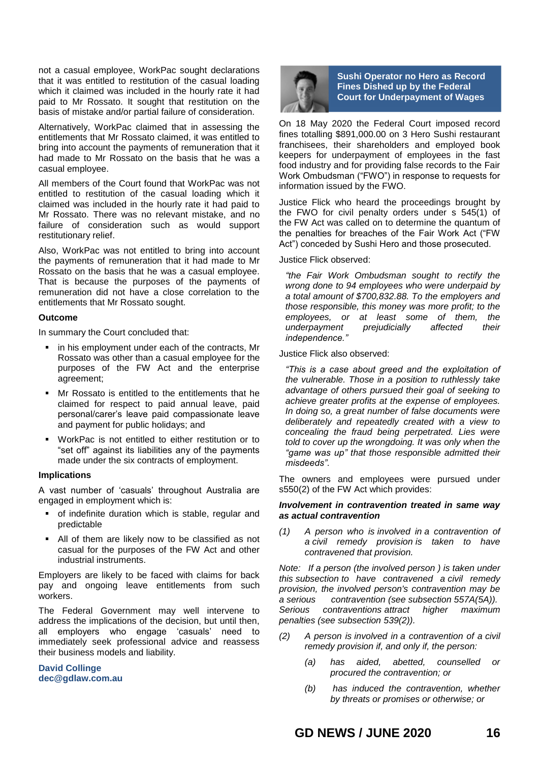not a casual employee, WorkPac sought declarations that it was entitled to restitution of the casual loading which it claimed was included in the hourly rate it had paid to Mr Rossato. It sought that restitution on the basis of mistake and/or partial failure of consideration.

Alternatively, WorkPac claimed that in assessing the entitlements that Mr Rossato claimed, it was entitled to bring into account the payments of remuneration that it had made to Mr Rossato on the basis that he was a casual employee.

All members of the Court found that WorkPac was not entitled to restitution of the casual loading which it claimed was included in the hourly rate it had paid to Mr Rossato. There was no relevant mistake, and no failure of consideration such as would support restitutionary relief.

Also, WorkPac was not entitled to bring into account the payments of remuneration that it had made to Mr Rossato on the basis that he was a casual employee. That is because the purposes of the payments of remuneration did not have a close correlation to the entitlements that Mr Rossato sought.

**Outcome**

In summary the Court concluded that:

- in his employment under each of the contracts, Mr Rossato was other than a casual employee for the purposes of the FW Act and the enterprise agreement;
- Mr Rossato is entitled to the entitlements that he claimed for respect to paid annual leave, paid personal/carer's leave paid compassionate leave and payment for public holidays; and
- WorkPac is not entitled to either restitution or to "set off" against its liabilities any of the payments made under the six contracts of employment.

**Implications**

A vast number of 'casuals' throughout Australia are engaged in employment which is:

- of indefinite duration which is stable, regular and predictable
- All of them are likely now to be classified as not casual for the purposes of the FW Act and other industrial instruments.

Employers are likely to be faced with claims for back pay and ongoing leave entitlements from such workers.

The Federal Government may well intervene to address the implications of the decision, but until then, all employers who engage 'casuals' need to immediately seek professional advice and reassess their business models and liability.

**David Collinge**
**dec@gdlaw.com.au**

## Sushi Operator no Hero as Record Fines Dished up by the Federal Court for Underpayment of Wages

On 18 May 2020 the Federal Court imposed record fines totalling \$891,000.00 on 3 Hero Sushi restaurant franchisees, their shareholders and employed book keepers for underpayment of employees in the fast food industry and for providing false records to the Fair Work Ombudsman ("FWO") in response to requests for information issued by the FWO.

Justice Flick who heard the proceedings brought by the FWO for civil penalty orders under s 545(1) of the FW Act was called on to determine the quantum of the penalties for breaches of the Fair Work Act ("FW Act") conceded by Sushi Hero and those prosecuted.

Justice Flick observed:

> *"the Fair Work Ombudsman sought to rectify the wrong done to 94 employees who were underpaid by a total amount of \$700,832.88. To the employers and those responsible, this money was more profit; to the employees, or at least some of them, the underpayment prejudicially affected their independence."*

Justice Flick also observed:

> *"This is a case about greed and the exploitation of the vulnerable. Those in a position to ruthlessly take advantage of others pursued their goal of seeking to achieve greater profits at the expense of employees. In doing so, a great number of false documents were deliberately and repeatedly created with a view to concealing the fraud being perpetrated. Lies were told to cover up the wrongdoing. It was only when the "game was up" that those responsible admitted their misdeeds".*

The owners and employees were pursued under s550(2) of the FW Act which provides:

***Involvement in contravention treated in same way as actual contravention***

*(1) A person who is involved in a contravention of a civil remedy provision is taken to have contravened that provision.*

*Note: If a person (the involved person ) is taken under this subsection to have contravened a civil remedy provision, the involved person's contravention may be a serious contravention (see subsection 557A(5A)). Serious contraventions attract higher maximum penalties (see subsection 539(2)).*

*(2) A person is involved in a contravention of a civil remedy provision if, and only if, the person:*

*(a) has aided, abetted, counselled or procured the contravention; or*

*(b) has induced the contravention, whether by threats or promises or otherwise; or*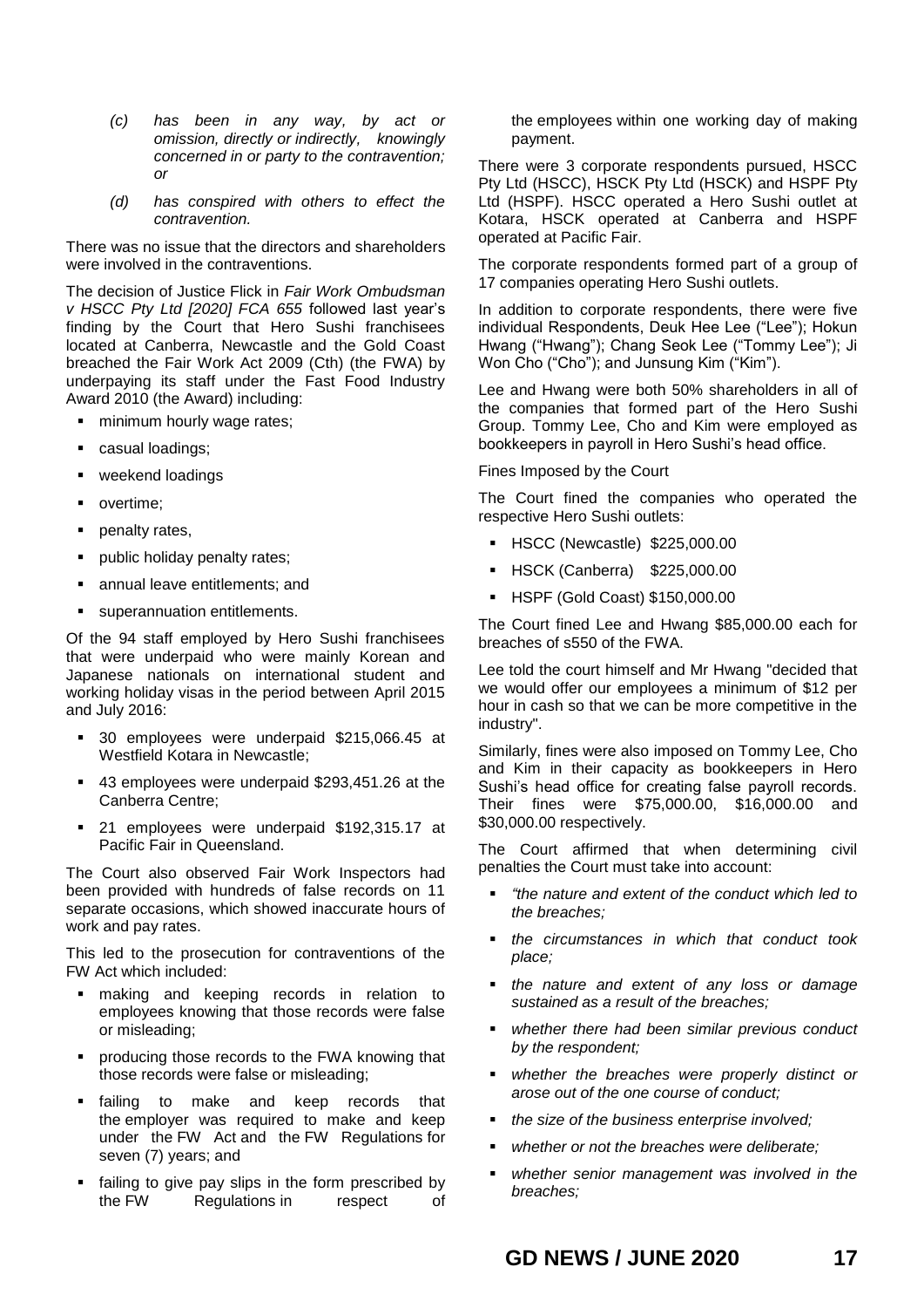*(c) has been in any way, by act or omission, directly or indirectly, knowingly concerned in or party to the contravention; or*

*(d) has conspired with others to effect the contravention.*

There was no issue that the directors and shareholders were involved in the contraventions.

The decision of Justice Flick in *Fair Work Ombudsman v HSCC Pty Ltd [2020] FCA 655* followed last year's finding by the Court that Hero Sushi franchisees located at Canberra, Newcastle and the Gold Coast breached the Fair Work Act 2009 (Cth) (the FWA) by underpaying its staff under the Fast Food Industry Award 2010 (the Award) including:

- minimum hourly wage rates;
- casual loadings;
- weekend loadings
- overtime;
- penalty rates,
- public holiday penalty rates;
- annual leave entitlements; and
- superannuation entitlements.

Of the 94 staff employed by Hero Sushi franchisees that were underpaid who were mainly Korean and Japanese nationals on international student and working holiday visas in the period between April 2015 and July 2016:

- 30 employees were underpaid $215,066.45 at Westfield Kotara in Newcastle;
- 43 employees were underpaid $293,451.26 at the Canberra Centre;
- 21 employees were underpaid $192,315.17 at Pacific Fair in Queensland.

The Court also observed Fair Work Inspectors had been provided with hundreds of false records on 11 separate occasions, which showed inaccurate hours of work and pay rates.

This led to the prosecution for contraventions of the FW Act which included:

- making and keeping records in relation to employees knowing that those records were false or misleading;
- producing those records to the FWA knowing that those records were false or misleading;
- failing to make and keep records that the employer was required to make and keep under the FW Act and the FW Regulations for seven (7) years; and
- failing to give pay slips in the form prescribed by the FW Regulations in respect of the employees within one working day of making payment.

There were 3 corporate respondents pursued, HSCC Pty Ltd (HSCC), HSCK Pty Ltd (HSCK) and HSPF Pty Ltd (HSPF). HSCC operated a Hero Sushi outlet at Kotara, HSCK operated at Canberra and HSPF operated at Pacific Fair.

The corporate respondents formed part of a group of 17 companies operating Hero Sushi outlets.

In addition to corporate respondents, there were five individual Respondents, Deuk Hee Lee ("Lee"); Hokun Hwang ("Hwang"); Chang Seok Lee ("Tommy Lee"); Ji Won Cho ("Cho"); and Junsung Kim ("Kim").

Lee and Hwang were both 50% shareholders in all of the companies that formed part of the Hero Sushi Group. Tommy Lee, Cho and Kim were employed as bookkeepers in payroll in Hero Sushi's head office.

Fines Imposed by the Court

The Court fined the companies who operated the respective Hero Sushi outlets:

- HSCC (Newcastle) $225,000.00
- HSCK (Canberra) $225,000.00
- HSPF (Gold Coast) $150,000.00

The Court fined Lee and Hwang $85,000.00 each for breaches of s550 of the FWA.

Lee told the court himself and Mr Hwang "decided that we would offer our employees a minimum of $12 per hour in cash so that we can be more competitive in the industry".

Similarly, fines were also imposed on Tommy Lee, Cho and Kim in their capacity as bookkeepers in Hero Sushi's head office for creating false payroll records. Their fines were $75,000.00, $16,000.00 and $30,000.00 respectively.

The Court affirmed that when determining civil penalties the Court must take into account:

- *"the nature and extent of the conduct which led to the breaches;*
- *the circumstances in which that conduct took place;*
- *the nature and extent of any loss or damage sustained as a result of the breaches;*
- *whether there had been similar previous conduct by the respondent;*
- *whether the breaches were properly distinct or arose out of the one course of conduct;*
- *the size of the business enterprise involved;*
- *whether or not the breaches were deliberate;*
- *whether senior management was involved in the breaches;*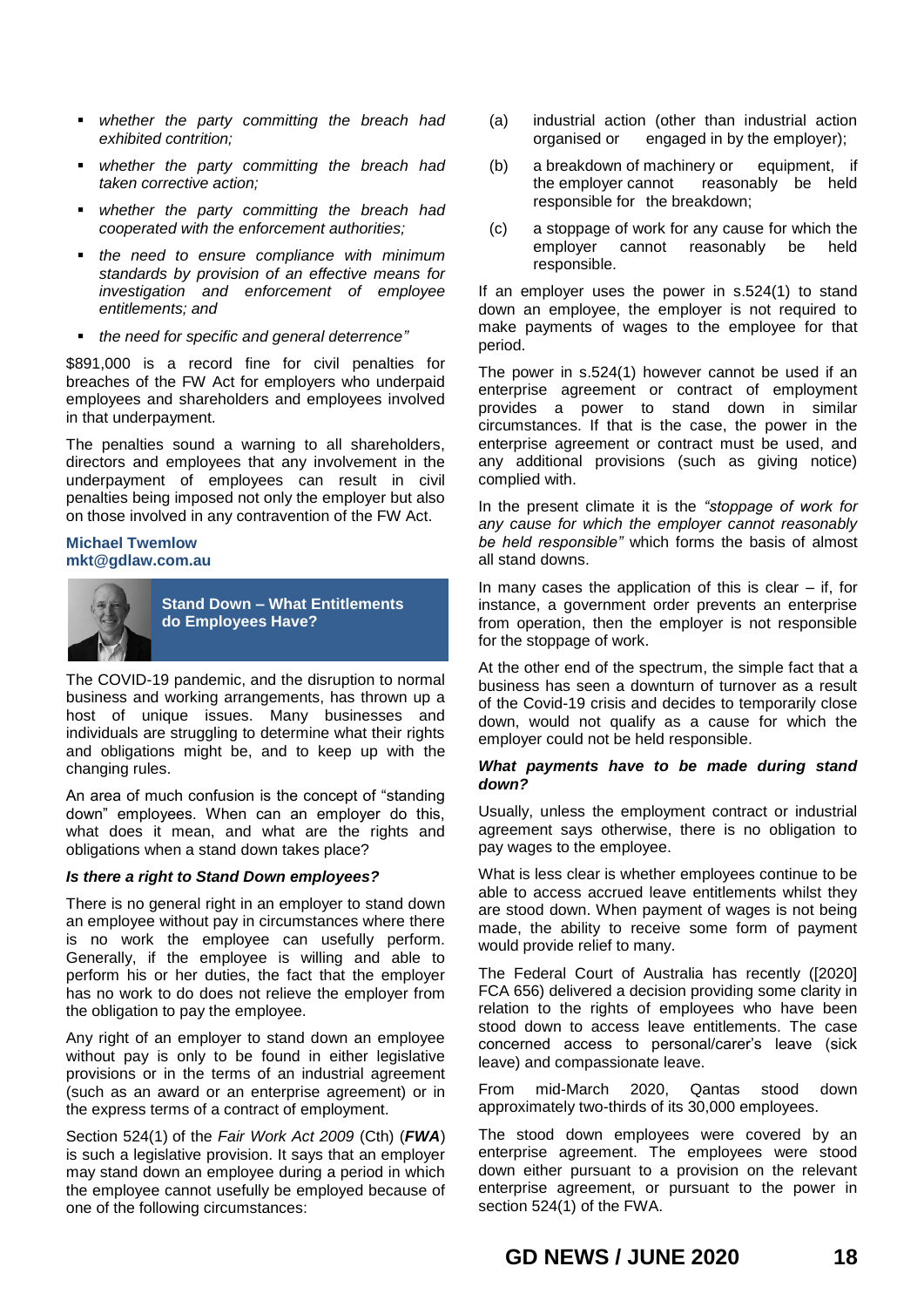- *whether the party committing the breach had exhibited contrition;*
- *whether the party committing the breach had taken corrective action;*
- *whether the party committing the breach had cooperated with the enforcement authorities;*
- *the need to ensure compliance with minimum standards by provision of an effective means for investigation and enforcement of employee entitlements; and*
- *the need for specific and general deterrence"*

$891,000 is a record fine for civil penalties for breaches of the FW Act for employers who underpaid employees and shareholders and employees involved in that underpayment.

The penalties sound a warning to all shareholders, directors and employees that any involvement in the underpayment of employees can result in civil penalties being imposed not only the employer but also on those involved in any contravention of the FW Act.

**Michael Twemlow**
**mkt@gdlaw.com.au**

## Stand Down – What Entitlements do Employees Have?

The COVID-19 pandemic, and the disruption to normal business and working arrangements, has thrown up a host of unique issues. Many businesses and individuals are struggling to determine what their rights and obligations might be, and to keep up with the changing rules.

An area of much confusion is the concept of "standing down" employees. When can an employer do this, what does it mean, and what are the rights and obligations when a stand down takes place?

### *Is there a right to Stand Down employees?*

There is no general right in an employer to stand down an employee without pay in circumstances where there is no work the employee can usefully perform. Generally, if the employee is willing and able to perform his or her duties, the fact that the employer has no work to do does not relieve the employer from the obligation to pay the employee.

Any right of an employer to stand down an employee without pay is only to be found in either legislative provisions or in the terms of an industrial agreement (such as an award or an enterprise agreement) or in the express terms of a contract of employment.

Section 524(1) of the *Fair Work Act 2009* (Cth) (***FWA***) is such a legislative provision. It says that an employer may stand down an employee during a period in which the employee cannot usefully be employed because of one of the following circumstances:

(a) industrial action (other than industrial action organised or engaged in by the employer);

(b) a breakdown of machinery or equipment, if the employer cannot reasonably be held responsible for the breakdown;

(c) a stoppage of work for any cause for which the employer cannot reasonably be held responsible.

If an employer uses the power in s.524(1) to stand down an employee, the employer is not required to make payments of wages to the employee for that period.

The power in s.524(1) however cannot be used if an enterprise agreement or contract of employment provides a power to stand down in similar circumstances. If that is the case, the power in the enterprise agreement or contract must be used, and any additional provisions (such as giving notice) complied with.

In the present climate it is the *"stoppage of work for any cause for which the employer cannot reasonably be held responsible"* which forms the basis of almost all stand downs.

In many cases the application of this is clear – if, for instance, a government order prevents an enterprise from operation, then the employer is not responsible for the stoppage of work.

At the other end of the spectrum, the simple fact that a business has seen a downturn of turnover as a result of the Covid-19 crisis and decides to temporarily close down, would not qualify as a cause for which the employer could not be held responsible.

### *What payments have to be made during stand down?*

Usually, unless the employment contract or industrial agreement says otherwise, there is no obligation to pay wages to the employee.

What is less clear is whether employees continue to be able to access accrued leave entitlements whilst they are stood down. When payment of wages is not being made, the ability to receive some form of payment would provide relief to many.

The Federal Court of Australia has recently ([2020] FCA 656) delivered a decision providing some clarity in relation to the rights of employees who have been stood down to access leave entitlements. The case concerned access to personal/carer's leave (sick leave) and compassionate leave.

From mid-March 2020, Qantas stood down approximately two-thirds of its 30,000 employees.

The stood down employees were covered by an enterprise agreement. The employees were stood down either pursuant to a provision on the relevant enterprise agreement, or pursuant to the power in section 524(1) of the FWA.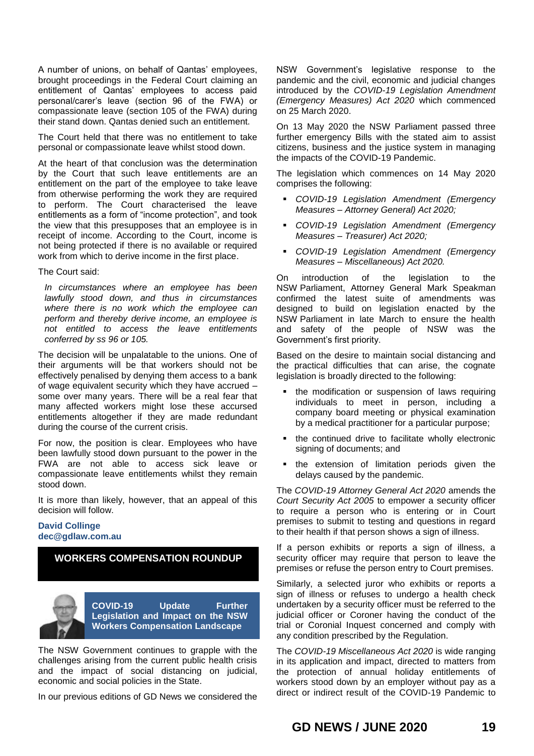A number of unions, on behalf of Qantas' employees, brought proceedings in the Federal Court claiming an entitlement of Qantas' employees to access paid personal/carer's leave (section 96 of the FWA) or compassionate leave (section 105 of the FWA) during their stand down. Qantas denied such an entitlement.

The Court held that there was no entitlement to take personal or compassionate leave whilst stood down.

At the heart of that conclusion was the determination by the Court that such leave entitlements are an entitlement on the part of the employee to take leave from otherwise performing the work they are required to perform. The Court characterised the leave entitlements as a form of "income protection", and took the view that this presupposes that an employee is in receipt of income. According to the Court, income is not being protected if there is no available or required work from which to derive income in the first place.

The Court said:

> *In circumstances where an employee has been lawfully stood down, and thus in circumstances where there is no work which the employee can perform and thereby derive income, an employee is not entitled to access the leave entitlements conferred by ss 96 or 105.*

The decision will be unpalatable to the unions. One of their arguments will be that workers should not be effectively penalised by denying them access to a bank of wage equivalent security which they have accrued – some over many years. There will be a real fear that many affected workers might lose these accursed entitlements altogether if they are made redundant during the course of the current crisis.

For now, the position is clear. Employees who have been lawfully stood down pursuant to the power in the FWA are not able to access sick leave or compassionate leave entitlements whilst they remain stood down.

It is more than likely, however, that an appeal of this decision will follow.

**David Collinge**
**dec@gdlaw.com.au**

## WORKERS COMPENSATION ROUNDUP

### COVID-19 Update Further Legislation and Impact on the NSW Workers Compensation Landscape

The NSW Government continues to grapple with the challenges arising from the current public health crisis and the impact of social distancing on judicial, economic and social policies in the State.

In our previous editions of GD News we considered the NSW Government's legislative response to the pandemic and the civil, economic and judicial changes introduced by the *COVID-19 Legislation Amendment (Emergency Measures) Act 2020* which commenced on 25 March 2020.

On 13 May 2020 the NSW Parliament passed three further emergency Bills with the stated aim to assist citizens, business and the justice system in managing the impacts of the COVID-19 Pandemic.

The legislation which commences on 14 May 2020 comprises the following:

- *COVID-19 Legislation Amendment (Emergency Measures – Attorney General) Act 2020;*
- *COVID-19 Legislation Amendment (Emergency Measures – Treasurer) Act 2020;*
- *COVID-19 Legislation Amendment (Emergency Measures – Miscellaneous) Act 2020.*

On introduction of the legislation to the NSW Parliament, Attorney General Mark Speakman confirmed the latest suite of amendments was designed to build on legislation enacted by the NSW Parliament in late March to ensure the health and safety of the people of NSW was the Government's first priority.

Based on the desire to maintain social distancing and the practical difficulties that can arise, the cognate legislation is broadly directed to the following:

- the modification or suspension of laws requiring individuals to meet in person, including a company board meeting or physical examination by a medical practitioner for a particular purpose;
- the continued drive to facilitate wholly electronic signing of documents; and
- the extension of limitation periods given the delays caused by the pandemic.

The *COVID-19 Attorney General Act 2020* amends the *Court Security Act 2005* to empower a security officer to require a person who is entering or in Court premises to submit to testing and questions in regard to their health if that person shows a sign of illness.

If a person exhibits or reports a sign of illness, a security officer may require that person to leave the premises or refuse the person entry to Court premises.

Similarly, a selected juror who exhibits or reports a sign of illness or refuses to undergo a health check undertaken by a security officer must be referred to the judicial officer or Coroner having the conduct of the trial or Coronial Inquest concerned and comply with any condition prescribed by the Regulation.

The *COVID-19 Miscellaneous Act 2020* is wide ranging in its application and impact, directed to matters from the protection of annual holiday entitlements of workers stood down by an employer without pay as a direct or indirect result of the COVID-19 Pandemic to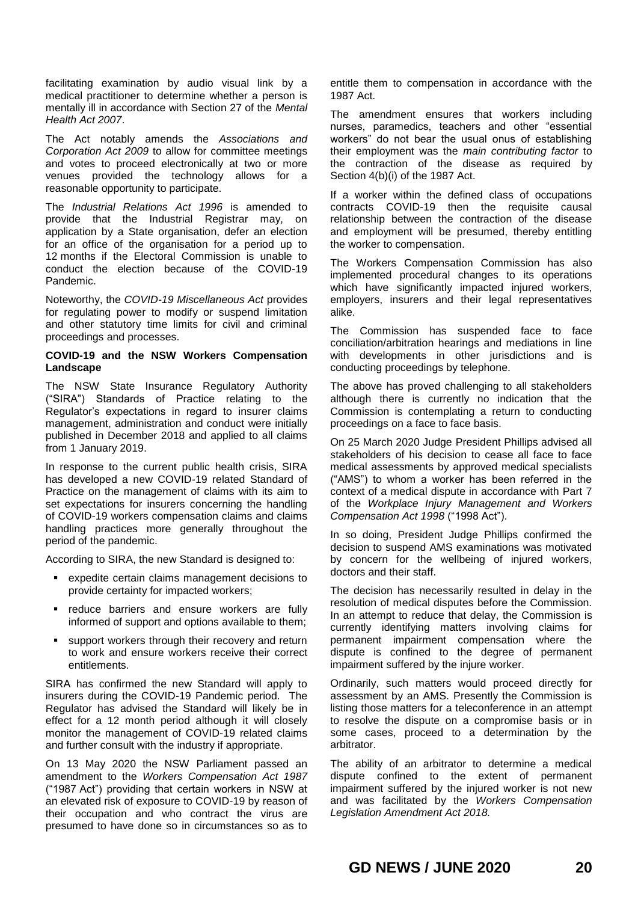facilitating examination by audio visual link by a medical practitioner to determine whether a person is mentally ill in accordance with Section 27 of the *Mental Health Act 2007*.

The Act notably amends the *Associations and Corporation Act 2009* to allow for committee meetings and votes to proceed electronically at two or more venues provided the technology allows for a reasonable opportunity to participate.

The *Industrial Relations Act 1996* is amended to provide that the Industrial Registrar may, on application by a State organisation, defer an election for an office of the organisation for a period up to 12 months if the Electoral Commission is unable to conduct the election because of the COVID-19 Pandemic.

Noteworthy, the *COVID-19 Miscellaneous Act* provides for regulating power to modify or suspend limitation and other statutory time limits for civil and criminal proceedings and processes.

**COVID-19 and the NSW Workers Compensation Landscape**

The NSW State Insurance Regulatory Authority ("SIRA") Standards of Practice relating to the Regulator's expectations in regard to insurer claims management, administration and conduct were initially published in December 2018 and applied to all claims from 1 January 2019.

In response to the current public health crisis, SIRA has developed a new COVID-19 related Standard of Practice on the management of claims with its aim to set expectations for insurers concerning the handling of COVID-19 workers compensation claims and claims handling practices more generally throughout the period of the pandemic.

According to SIRA, the new Standard is designed to:

- expedite certain claims management decisions to provide certainty for impacted workers;
- reduce barriers and ensure workers are fully informed of support and options available to them;
- support workers through their recovery and return to work and ensure workers receive their correct entitlements.

SIRA has confirmed the new Standard will apply to insurers during the COVID-19 Pandemic period. The Regulator has advised the Standard will likely be in effect for a 12 month period although it will closely monitor the management of COVID-19 related claims and further consult with the industry if appropriate.

On 13 May 2020 the NSW Parliament passed an amendment to the *Workers Compensation Act 1987* ("1987 Act") providing that certain workers in NSW at an elevated risk of exposure to COVID-19 by reason of their occupation and who contract the virus are presumed to have done so in circumstances so as to entitle them to compensation in accordance with the 1987 Act.

The amendment ensures that workers including nurses, paramedics, teachers and other "essential workers" do not bear the usual onus of establishing their employment was the *main contributing factor* to the contraction of the disease as required by Section 4(b)(i) of the 1987 Act.

If a worker within the defined class of occupations contracts COVID-19 then the requisite causal relationship between the contraction of the disease and employment will be presumed, thereby entitling the worker to compensation.

The Workers Compensation Commission has also implemented procedural changes to its operations which have significantly impacted injured workers, employers, insurers and their legal representatives alike.

The Commission has suspended face to face conciliation/arbitration hearings and mediations in line with developments in other jurisdictions and is conducting proceedings by telephone.

The above has proved challenging to all stakeholders although there is currently no indication that the Commission is contemplating a return to conducting proceedings on a face to face basis.

On 25 March 2020 Judge President Phillips advised all stakeholders of his decision to cease all face to face medical assessments by approved medical specialists ("AMS") to whom a worker has been referred in the context of a medical dispute in accordance with Part 7 of the *Workplace Injury Management and Workers Compensation Act 1998* ("1998 Act").

In so doing, President Judge Phillips confirmed the decision to suspend AMS examinations was motivated by concern for the wellbeing of injured workers, doctors and their staff.

The decision has necessarily resulted in delay in the resolution of medical disputes before the Commission. In an attempt to reduce that delay, the Commission is currently identifying matters involving claims for permanent impairment compensation where the dispute is confined to the degree of permanent impairment suffered by the injure worker.

Ordinarily, such matters would proceed directly for assessment by an AMS. Presently the Commission is listing those matters for a teleconference in an attempt to resolve the dispute on a compromise basis or in some cases, proceed to a determination by the arbitrator.

The ability of an arbitrator to determine a medical dispute confined to the extent of permanent impairment suffered by the injured worker is not new and was facilitated by the *Workers Compensation Legislation Amendment Act 2018.*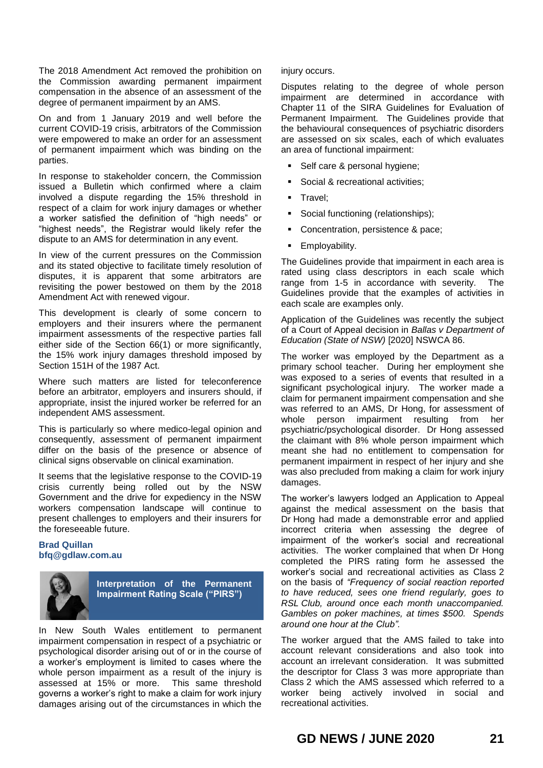The 2018 Amendment Act removed the prohibition on the Commission awarding permanent impairment compensation in the absence of an assessment of the degree of permanent impairment by an AMS.

On and from 1 January 2019 and well before the current COVID-19 crisis, arbitrators of the Commission were empowered to make an order for an assessment of permanent impairment which was binding on the parties.

In response to stakeholder concern, the Commission issued a Bulletin which confirmed where a claim involved a dispute regarding the 15% threshold in respect of a claim for work injury damages or whether a worker satisfied the definition of "high needs" or "highest needs", the Registrar would likely refer the dispute to an AMS for determination in any event.

In view of the current pressures on the Commission and its stated objective to facilitate timely resolution of disputes, it is apparent that some arbitrators are revisiting the power bestowed on them by the 2018 Amendment Act with renewed vigour.

This development is clearly of some concern to employers and their insurers where the permanent impairment assessments of the respective parties fall either side of the Section 66(1) or more significantly, the 15% work injury damages threshold imposed by Section 151H of the 1987 Act.

Where such matters are listed for teleconference before an arbitrator, employers and insurers should, if appropriate, insist the injured worker be referred for an independent AMS assessment.

This is particularly so where medico-legal opinion and consequently, assessment of permanent impairment differ on the basis of the presence or absence of clinical signs observable on clinical examination.

It seems that the legislative response to the COVID-19 crisis currently being rolled out by the NSW Government and the drive for expediency in the NSW workers compensation landscape will continue to present challenges to employers and their insurers for the foreseeable future.

**Brad Quillan**
**bfq@gdlaw.com.au**

## Interpretation of the Permanent Impairment Rating Scale ("PIRS")

In New South Wales entitlement to permanent impairment compensation in respect of a psychiatric or psychological disorder arising out of or in the course of a worker's employment is limited to cases where the whole person impairment as a result of the injury is assessed at 15% or more. This same threshold governs a worker's right to make a claim for work injury damages arising out of the circumstances in which the injury occurs.

Disputes relating to the degree of whole person impairment are determined in accordance with Chapter 11 of the SIRA Guidelines for Evaluation of Permanent Impairment. The Guidelines provide that the behavioural consequences of psychiatric disorders are assessed on six scales, each of which evaluates an area of functional impairment:

- Self care & personal hygiene;
- Social & recreational activities;
- Travel;
- Social functioning (relationships);
- Concentration, persistence & pace;
- Employability.

The Guidelines provide that impairment in each area is rated using class descriptors in each scale which range from 1-5 in accordance with severity. The Guidelines provide that the examples of activities in each scale are examples only.

Application of the Guidelines was recently the subject of a Court of Appeal decision in *Ballas v Department of Education (State of NSW)* [2020] NSWCA 86.

The worker was employed by the Department as a primary school teacher. During her employment she was exposed to a series of events that resulted in a significant psychological injury. The worker made a claim for permanent impairment compensation and she was referred to an AMS, Dr Hong, for assessment of whole person impairment resulting from her psychiatric/psychological disorder. Dr Hong assessed the claimant with 8% whole person impairment which meant she had no entitlement to compensation for permanent impairment in respect of her injury and she was also precluded from making a claim for work injury damages.

The worker's lawyers lodged an Application to Appeal against the medical assessment on the basis that Dr Hong had made a demonstrable error and applied incorrect criteria when assessing the degree of impairment of the worker's social and recreational activities. The worker complained that when Dr Hong completed the PIRS rating form he assessed the worker's social and recreational activities as Class 2 on the basis of *"Frequency of social reaction reported to have reduced, sees one friend regularly, goes to RSL Club, around once each month unaccompanied. Gambles on poker machines, at times $500. Spends around one hour at the Club".*

The worker argued that the AMS failed to take into account relevant considerations and also took into account an irrelevant consideration. It was submitted the descriptor for Class 3 was more appropriate than Class 2 which the AMS assessed which referred to a worker being actively involved in social and recreational activities.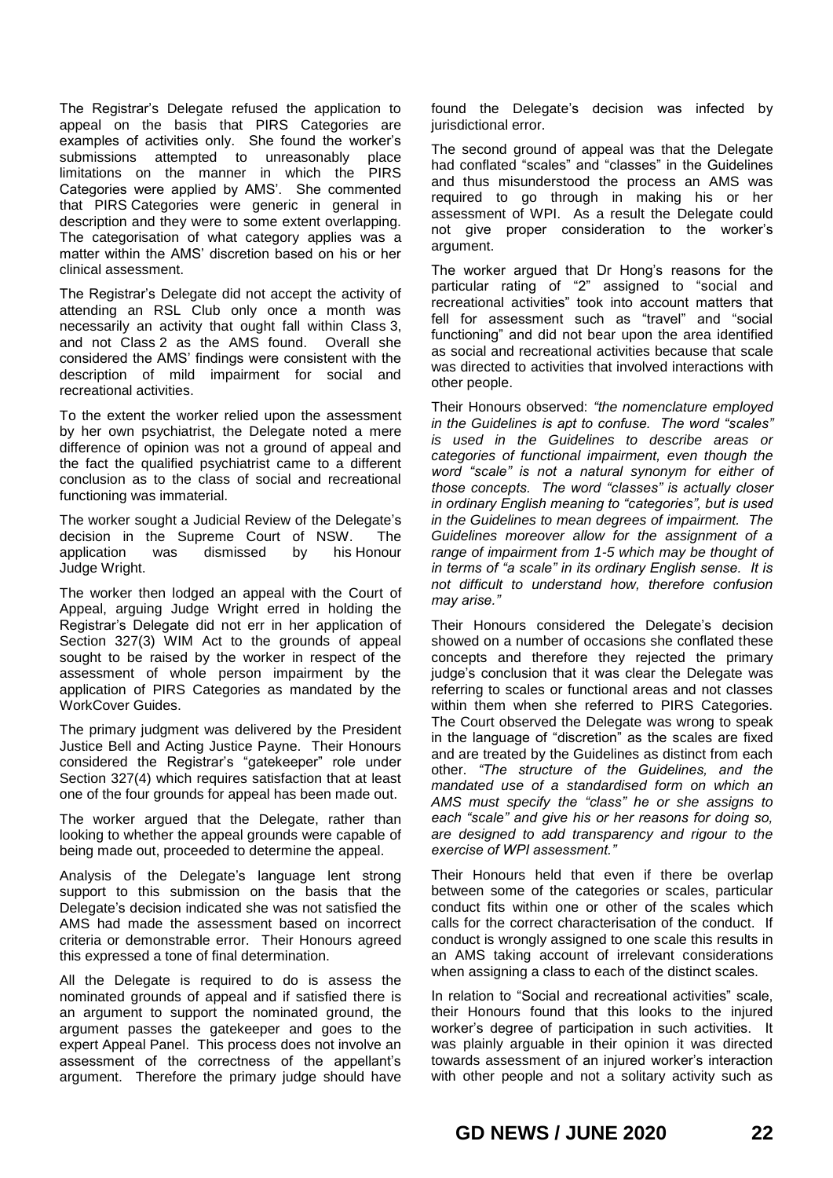The Registrar's Delegate refused the application to appeal on the basis that PIRS Categories are examples of activities only. She found the worker's submissions attempted to unreasonably place limitations on the manner in which the PIRS Categories were applied by AMS'. She commented that PIRS Categories were generic in general in description and they were to some extent overlapping. The categorisation of what category applies was a matter within the AMS' discretion based on his or her clinical assessment.

The Registrar's Delegate did not accept the activity of attending an RSL Club only once a month was necessarily an activity that ought fall within Class 3, and not Class 2 as the AMS found. Overall she considered the AMS' findings were consistent with the description of mild impairment for social and recreational activities.

To the extent the worker relied upon the assessment by her own psychiatrist, the Delegate noted a mere difference of opinion was not a ground of appeal and the fact the qualified psychiatrist came to a different conclusion as to the class of social and recreational functioning was immaterial.

The worker sought a Judicial Review of the Delegate's decision in the Supreme Court of NSW. The application was dismissed by his Honour Judge Wright.

The worker then lodged an appeal with the Court of Appeal, arguing Judge Wright erred in holding the Registrar's Delegate did not err in her application of Section 327(3) WIM Act to the grounds of appeal sought to be raised by the worker in respect of the assessment of whole person impairment by the application of PIRS Categories as mandated by the WorkCover Guides.

The primary judgment was delivered by the President Justice Bell and Acting Justice Payne. Their Honours considered the Registrar's "gatekeeper" role under Section 327(4) which requires satisfaction that at least one of the four grounds for appeal has been made out.

The worker argued that the Delegate, rather than looking to whether the appeal grounds were capable of being made out, proceeded to determine the appeal.

Analysis of the Delegate's language lent strong support to this submission on the basis that the Delegate's decision indicated she was not satisfied the AMS had made the assessment based on incorrect criteria or demonstrable error. Their Honours agreed this expressed a tone of final determination.

All the Delegate is required to do is assess the nominated grounds of appeal and if satisfied there is an argument to support the nominated ground, the argument passes the gatekeeper and goes to the expert Appeal Panel. This process does not involve an assessment of the correctness of the appellant's argument. Therefore the primary judge should have found the Delegate's decision was infected by jurisdictional error.

The second ground of appeal was that the Delegate had conflated "scales" and "classes" in the Guidelines and thus misunderstood the process an AMS was required to go through in making his or her assessment of WPI. As a result the Delegate could not give proper consideration to the worker's argument.

The worker argued that Dr Hong's reasons for the particular rating of "2" assigned to "social and recreational activities" took into account matters that fell for assessment such as "travel" and "social functioning" and did not bear upon the area identified as social and recreational activities because that scale was directed to activities that involved interactions with other people.

Their Honours observed: *"the nomenclature employed in the Guidelines is apt to confuse. The word "scales" is used in the Guidelines to describe areas or categories of functional impairment, even though the word "scale" is not a natural synonym for either of those concepts. The word "classes" is actually closer in ordinary English meaning to "categories", but is used in the Guidelines to mean degrees of impairment. The Guidelines moreover allow for the assignment of a range of impairment from 1-5 which may be thought of in terms of "a scale" in its ordinary English sense. It is not difficult to understand how, therefore confusion may arise."*

Their Honours considered the Delegate's decision showed on a number of occasions she conflated these concepts and therefore they rejected the primary judge's conclusion that it was clear the Delegate was referring to scales or functional areas and not classes within them when she referred to PIRS Categories. The Court observed the Delegate was wrong to speak in the language of "discretion" as the scales are fixed and are treated by the Guidelines as distinct from each other. *"The structure of the Guidelines, and the mandated use of a standardised form on which an AMS must specify the "class" he or she assigns to each "scale" and give his or her reasons for doing so, are designed to add transparency and rigour to the exercise of WPI assessment."*

Their Honours held that even if there be overlap between some of the categories or scales, particular conduct fits within one or other of the scales which calls for the correct characterisation of the conduct. If conduct is wrongly assigned to one scale this results in an AMS taking account of irrelevant considerations when assigning a class to each of the distinct scales.

In relation to "Social and recreational activities" scale, their Honours found that this looks to the injured worker's degree of participation in such activities. It was plainly arguable in their opinion it was directed towards assessment of an injured worker's interaction with other people and not a solitary activity such as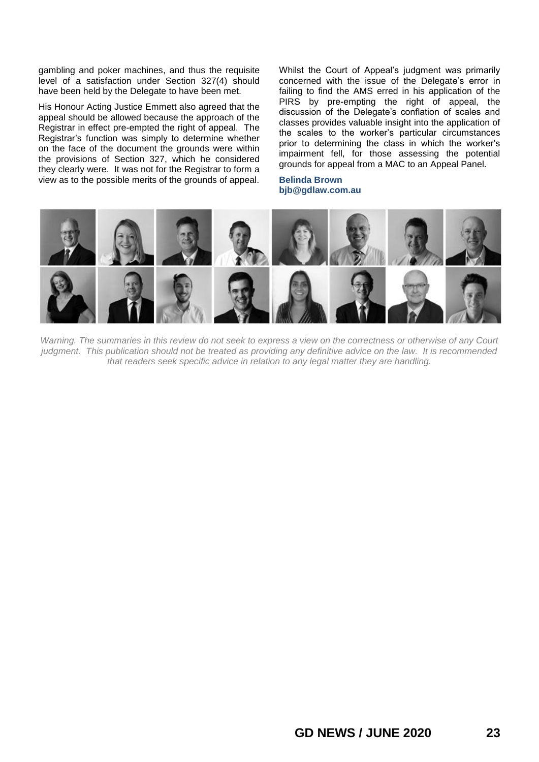gambling and poker machines, and thus the requisite level of a satisfaction under Section 327(4) should have been held by the Delegate to have been met.

His Honour Acting Justice Emmett also agreed that the appeal should be allowed because the approach of the Registrar in effect pre-empted the right of appeal. The Registrar's function was simply to determine whether on the face of the document the grounds were within the provisions of Section 327, which he considered they clearly were. It was not for the Registrar to form a view as to the possible merits of the grounds of appeal.

Whilst the Court of Appeal's judgment was primarily concerned with the issue of the Delegate's error in failing to find the AMS erred in his application of the PIRS by pre-empting the right of appeal, the discussion of the Delegate's conflation of scales and classes provides valuable insight into the application of the scales to the worker's particular circumstances prior to determining the class in which the worker's impairment fell, for those assessing the potential grounds for appeal from a MAC to an Appeal Panel.

**Belinda Brown**
**bjb@gdlaw.com.au**

*Warning. The summaries in this review do not seek to express a view on the correctness or otherwise of any Court judgment. This publication should not be treated as providing any definitive advice on the law. It is recommended that readers seek specific advice in relation to any legal matter they are handling.*